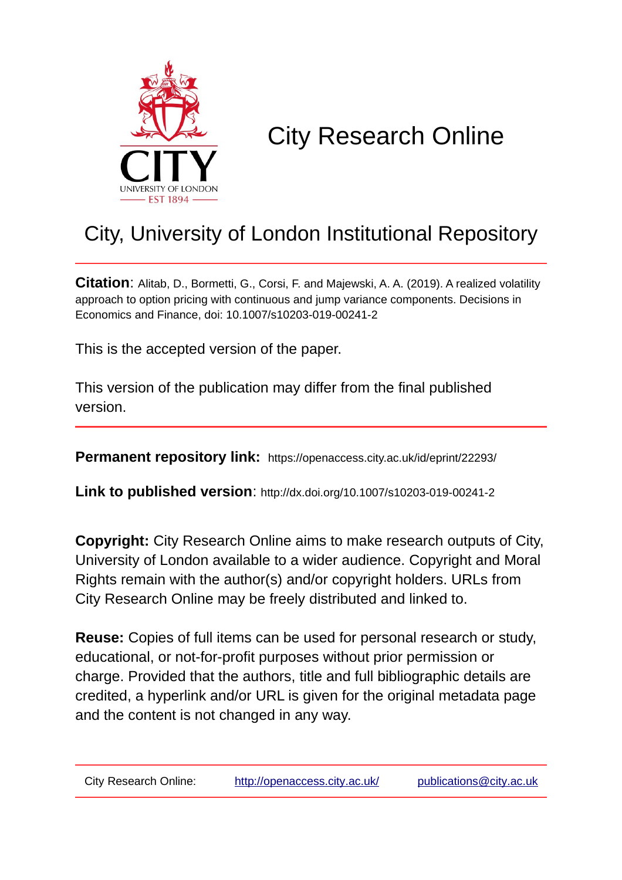# City Research Online

## City, University of London Institutional Repository

**Citation**: Alitab, D., Bormetti, G., Corsi, F. and Majewski, A. A. (2019). A realized volatility approach to option pricing with continuous and jump variance components. Decisions in Economics and Finance, doi: 10.1007/s10203-019-00241-2

This is the accepted version of the paper.

This version of the publication may differ from the final published version.

**Permanent repository link:** https://openaccess.city.ac.uk/id/eprint/22293/

**Link to published version**: http://dx.doi.org/10.1007/s10203-019-00241-2

**Copyright:** City Research Online aims to make research outputs of City, University of London available to a wider audience. Copyright and Moral Rights remain with the author(s) and/or copyright holders. URLs from City Research Online may be freely distributed and linked to.

**Reuse:** Copies of full items can be used for personal research or study, educational, or not-for-profit purposes without prior permission or charge. Provided that the authors, title and full bibliographic details are credited, a hyperlink and/or URL is given for the original metadata page and the content is not changed in any way.

City Research Online: http://openaccess.city.ac.uk/ publications@city.ac.uk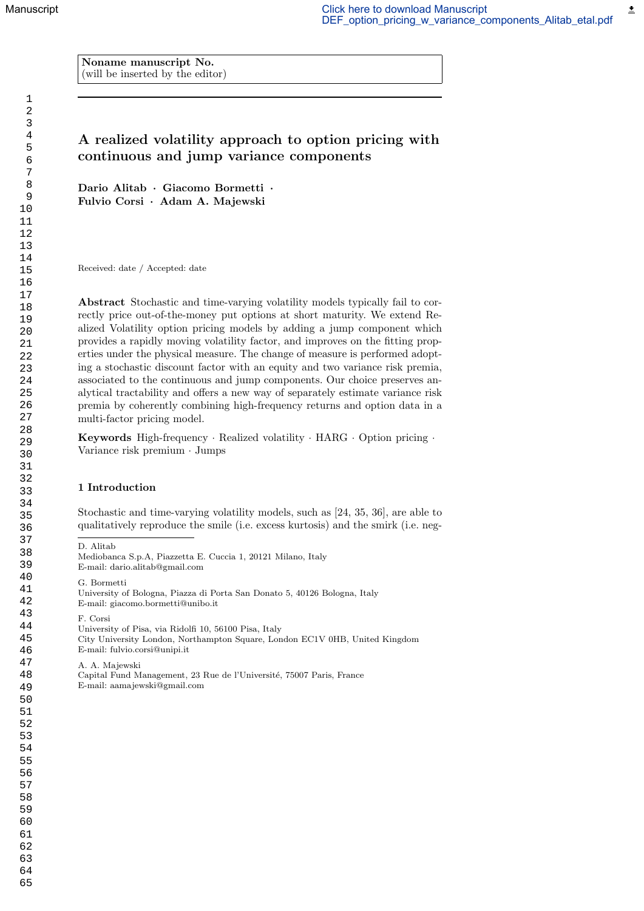Noname manuscript No.
(will be inserted by the editor)

# A realized volatility approach to option pricing with continuous and jump variance components

**Dario Alitab · Giacomo Bormetti · Fulvio Corsi · Adam A. Majewski**

Received: date / Accepted: date

**Abstract** Stochastic and time-varying volatility models typically fail to correctly price out-of-the-money put options at short maturity. We extend Realized Volatility option pricing models by adding a jump component which provides a rapidly moving volatility factor, and improves on the fitting properties under the physical measure. The change of measure is performed adopting a stochastic discount factor with an equity and two variance risk premia, associated to the continuous and jump components. Our choice preserves analytical tractability and offers a new way of separately estimate variance risk premia by coherently combining high-frequency returns and option data in a multi-factor pricing model.

**Keywords** High-frequency · Realized volatility · HARG · Option pricing · Variance risk premium · Jumps

## 1 Introduction

Stochastic and time-varying volatility models, such as [24, 35, 36], are able to qualitatively reproduce the smile (i.e. excess kurtosis) and the smirk (i.e. neg-

---

D. Alitab
Mediobanca S.p.A, Piazzetta E. Cuccia 1, 20121 Milano, Italy
E-mail: dario.alitab@gmail.com

G. Bormetti
University of Bologna, Piazza di Porta San Donato 5, 40126 Bologna, Italy
E-mail: giacomo.bormetti@unibo.it

F. Corsi
University of Pisa, via Ridolfi 10, 56100 Pisa, Italy
City University London, Northampton Square, London EC1V 0HB, United Kingdom
E-mail: fulvio.corsi@unipi.it

A. A. Majewski
Capital Fund Management, 23 Rue de l'Université, 75007 Paris, France
E-mail: aamajewski@gmail.com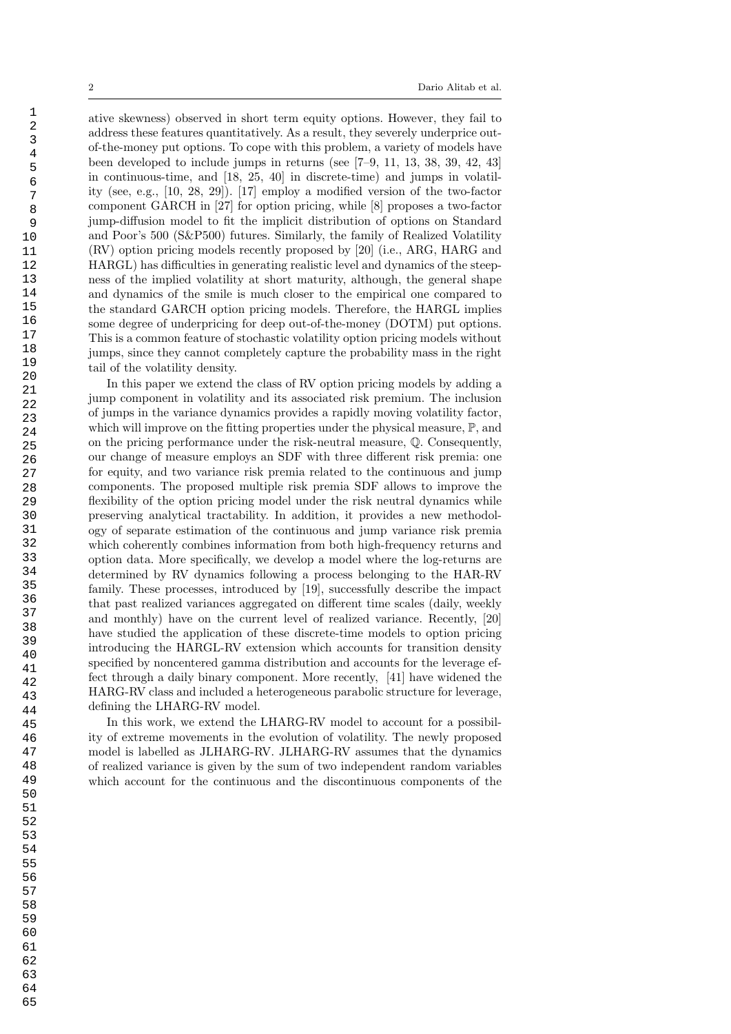ative skewness) observed in short term equity options. However, they fail to address these features quantitatively. As a result, they severely underprice out-of-the-money put options. To cope with this problem, a variety of models have been developed to include jumps in returns (see [7–9, 11, 13, 38, 39, 42, 43] in continuous-time, and [18, 25, 40] in discrete-time) and jumps in volatility (see, e.g., [10, 28, 29]). [17] employ a modified version of the two-factor component GARCH in [27] for option pricing, while [8] proposes a two-factor jump-diffusion model to fit the implicit distribution of options on Standard and Poor's 500 (S&P500) futures. Similarly, the family of Realized Volatility (RV) option pricing models recently proposed by [20] (i.e., ARG, HARG and HARGL) has difficulties in generating realistic level and dynamics of the steepness of the implied volatility at short maturity, although, the general shape and dynamics of the smile is much closer to the empirical one compared to the standard GARCH option pricing models. Therefore, the HARGL implies some degree of underpricing for deep out-of-the-money (DOTM) put options. This is a common feature of stochastic volatility option pricing models without jumps, since they cannot completely capture the probability mass in the right tail of the volatility density.

In this paper we extend the class of RV option pricing models by adding a jump component in volatility and its associated risk premium. The inclusion of jumps in the variance dynamics provides a rapidly moving volatility factor, which will improve on the fitting properties under the physical measure, $\mathbb{P}$, and on the pricing performance under the risk-neutral measure, $\mathbb{Q}$. Consequently, our change of measure employs an SDF with three different risk premia: one for equity, and two variance risk premia related to the continuous and jump components. The proposed multiple risk premia SDF allows to improve the flexibility of the option pricing model under the risk neutral dynamics while preserving analytical tractability. In addition, it provides a new methodology of separate estimation of the continuous and jump variance risk premia which coherently combines information from both high-frequency returns and option data. More specifically, we develop a model where the log-returns are determined by RV dynamics following a process belonging to the HAR-RV family. These processes, introduced by [19], successfully describe the impact that past realized variances aggregated on different time scales (daily, weekly and monthly) have on the current level of realized variance. Recently, [20] have studied the application of these discrete-time models to option pricing introducing the HARGL-RV extension which accounts for transition density specified by noncentered gamma distribution and accounts for the leverage effect through a daily binary component. More recently, [41] have widened the HARG-RV class and included a heterogeneous parabolic structure for leverage, defining the LHARG-RV model.

In this work, we extend the LHARG-RV model to account for a possibility of extreme movements in the evolution of volatility. The newly proposed model is labelled as JLHARG-RV. JLHARG-RV assumes that the dynamics of realized variance is given by the sum of two independent random variables which account for the continuous and the discontinuous components of the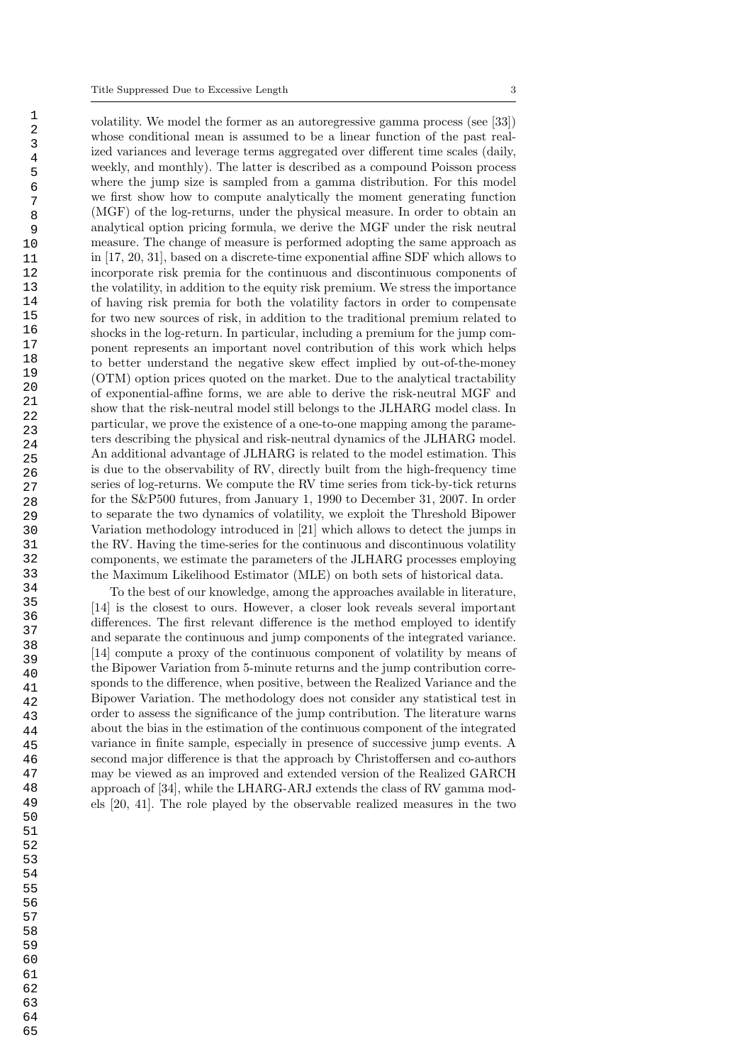volatility. We model the former as an autoregressive gamma process (see [33]) whose conditional mean is assumed to be a linear function of the past realized variances and leverage terms aggregated over different time scales (daily, weekly, and monthly). The latter is described as a compound Poisson process where the jump size is sampled from a gamma distribution. For this model we first show how to compute analytically the moment generating function (MGF) of the log-returns, under the physical measure. In order to obtain an analytical option pricing formula, we derive the MGF under the risk neutral measure. The change of measure is performed adopting the same approach as in [17, 20, 31], based on a discrete-time exponential affine SDF which allows to incorporate risk premia for the continuous and discontinuous components of the volatility, in addition to the equity risk premium. We stress the importance of having risk premia for both the volatility factors in order to compensate for two new sources of risk, in addition to the traditional premium related to shocks in the log-return. In particular, including a premium for the jump component represents an important novel contribution of this work which helps to better understand the negative skew effect implied by out-of-the-money (OTM) option prices quoted on the market. Due to the analytical tractability of exponential-affine forms, we are able to derive the risk-neutral MGF and show that the risk-neutral model still belongs to the JLHARG model class. In particular, we prove the existence of a one-to-one mapping among the parameters describing the physical and risk-neutral dynamics of the JLHARG model. An additional advantage of JLHARG is related to the model estimation. This is due to the observability of RV, directly built from the high-frequency time series of log-returns. We compute the RV time series from tick-by-tick returns for the S&P500 futures, from January 1, 1990 to December 31, 2007. In order to separate the two dynamics of volatility, we exploit the Threshold Bipower Variation methodology introduced in [21] which allows to detect the jumps in the RV. Having the time-series for the continuous and discontinuous volatility components, we estimate the parameters of the JLHARG processes employing the Maximum Likelihood Estimator (MLE) on both sets of historical data.

To the best of our knowledge, among the approaches available in literature, [14] is the closest to ours. However, a closer look reveals several important differences. The first relevant difference is the method employed to identify and separate the continuous and jump components of the integrated variance. [14] compute a proxy of the continuous component of volatility by means of the Bipower Variation from 5-minute returns and the jump contribution corresponds to the difference, when positive, between the Realized Variance and the Bipower Variation. The methodology does not consider any statistical test in order to assess the significance of the jump contribution. The literature warns about the bias in the estimation of the continuous component of the integrated variance in finite sample, especially in presence of successive jump events. A second major difference is that the approach by Christoffersen and co-authors may be viewed as an improved and extended version of the Realized GARCH approach of [34], while the LHARG-ARJ extends the class of RV gamma models [20, 41]. The role played by the observable realized measures in the two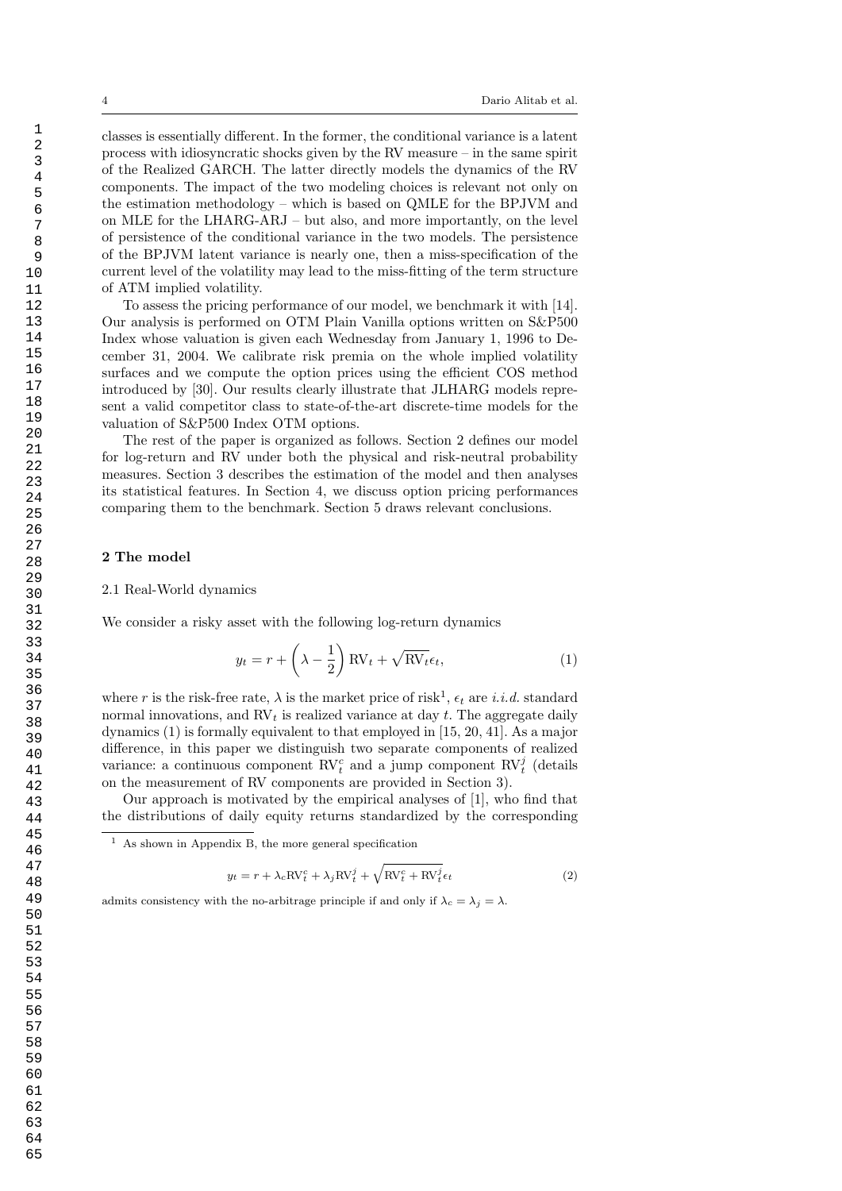classes is essentially different. In the former, the conditional variance is a latent process with idiosyncratic shocks given by the RV measure – in the same spirit of the Realized GARCH. The latter directly models the dynamics of the RV components. The impact of the two modeling choices is relevant not only on the estimation methodology – which is based on QMLE for the BPJVM and on MLE for the LHARG-ARJ – but also, and more importantly, on the level of persistence of the conditional variance in the two models. The persistence of the BPJVM latent variance is nearly one, then a miss-specification of the current level of the volatility may lead to the miss-fitting of the term structure of ATM implied volatility.

To assess the pricing performance of our model, we benchmark it with [14]. Our analysis is performed on OTM Plain Vanilla options written on S&P500 Index whose valuation is given each Wednesday from January 1, 1996 to December 31, 2004. We calibrate risk premia on the whole implied volatility surfaces and we compute the option prices using the efficient COS method introduced by [30]. Our results clearly illustrate that JLHARG models represent a valid competitor class to state-of-the-art discrete-time models for the valuation of S&P500 Index OTM options.

The rest of the paper is organized as follows. Section 2 defines our model for log-return and RV under both the physical and risk-neutral probability measures. Section 3 describes the estimation of the model and then analyses its statistical features. In Section 4, we discuss option pricing performances comparing them to the benchmark. Section 5 draws relevant conclusions.

## 2 The model

### 2.1 Real-World dynamics

We consider a risky asset with the following log-return dynamics

$$y_t = r + \left(\lambda - \frac{1}{2}\right) \mathrm{RV}_t + \sqrt{\mathrm{RV}_t}\epsilon_t, \tag{1}$$

where $r$ is the risk-free rate, $\lambda$ is the market price of risk[1], $\epsilon_t$ are *i.i.d.* standard normal innovations, and $\mathrm{RV}_t$ is realized variance at day $t$. The aggregate daily dynamics (1) is formally equivalent to that employed in [15, 20, 41]. As a major difference, in this paper we distinguish two separate components of realized variance: a continuous component $\mathrm{RV}_t^c$ and a jump component $\mathrm{RV}_t^j$ (details on the measurement of RV components are provided in Section 3).

Our approach is motivated by the empirical analyses of [1], who find that the distributions of daily equity returns standardized by the corresponding

[1] As shown in Appendix B, the more general specification

$$y_t = r + \lambda_c \mathrm{RV}_t^c + \lambda_j \mathrm{RV}_t^j + \sqrt{\mathrm{RV}_t^c + \mathrm{RV}_t^j}\epsilon_t \tag{2}$$

admits consistency with the no-arbitrage principle if and only if $\lambda_c = \lambda_j = \lambda$.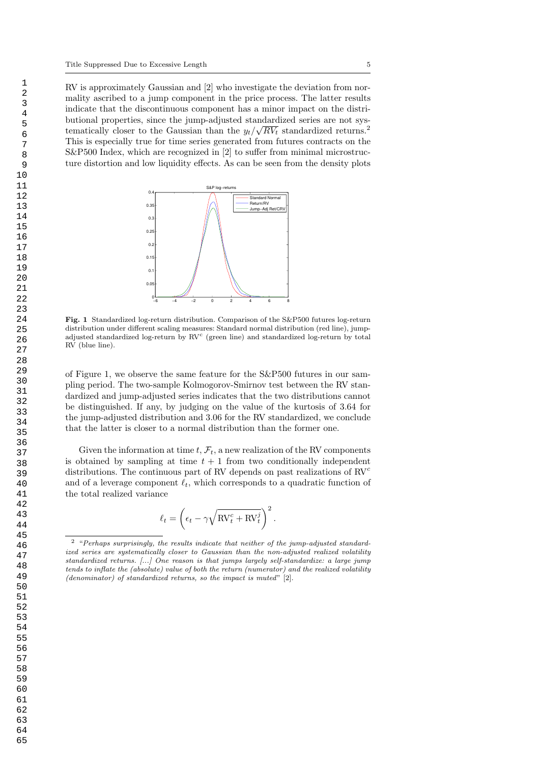RV is approximately Gaussian and [2] who investigate the deviation from normality ascribed to a jump component in the price process. The latter results indicate that the discontinuous component has a minor impact on the distributional properties, since the jump-adjusted standardized series are not systematically closer to the Gaussian than the $y_t/\sqrt{RV_t}$ standardized returns.[2] This is especially true for time series generated from futures contracts on the S&P500 Index, which are recognized in [2] to suffer from minimal microstructure distortion and low liquidity effects. As can be seen from the density plots

**Fig. 1** Standardized log-return distribution. Comparison of the S&P500 futures log-return distribution under different scaling measures: Standard normal distribution (red line), jump-adjusted standardized log-return by $\mathrm{RV}^c$ (green line) and standardized log-return by total RV (blue line).

of Figure 1, we observe the same feature for the S&P500 futures in our sampling period. The two-sample Kolmogorov-Smirnov test between the RV standardized and jump-adjusted series indicates that the two distributions cannot be distinguished. If any, by judging on the value of the kurtosis of 3.64 for the jump-adjusted distribution and 3.06 for the RV standardized, we conclude that the latter is closer to a normal distribution than the former one.

Given the information at time $t$, $\mathcal{F}_t$, a new realization of the RV components is obtained by sampling at time $t+1$ from two conditionally independent distributions. The continuous part of RV depends on past realizations of $\mathrm{RV}^c$ and of a leverage component $\ell_t$, which corresponds to a quadratic function of the total realized variance

$$\ell_t = \left(\epsilon_t - \gamma\sqrt{\mathrm{RV}_t^c + \mathrm{RV}_t^j}\right)^2.$$

[2] "*Perhaps surprisingly, the results indicate that neither of the jump-adjusted standardized series are systematically closer to Gaussian than the non-adjusted realized volatility standardized returns. [...] One reason is that jumps largely self-standardize: a large jump tends to inflate the (absolute) value of both the return (numerator) and the realized volatility (denominator) of standardized returns, so the impact is muted*" [2].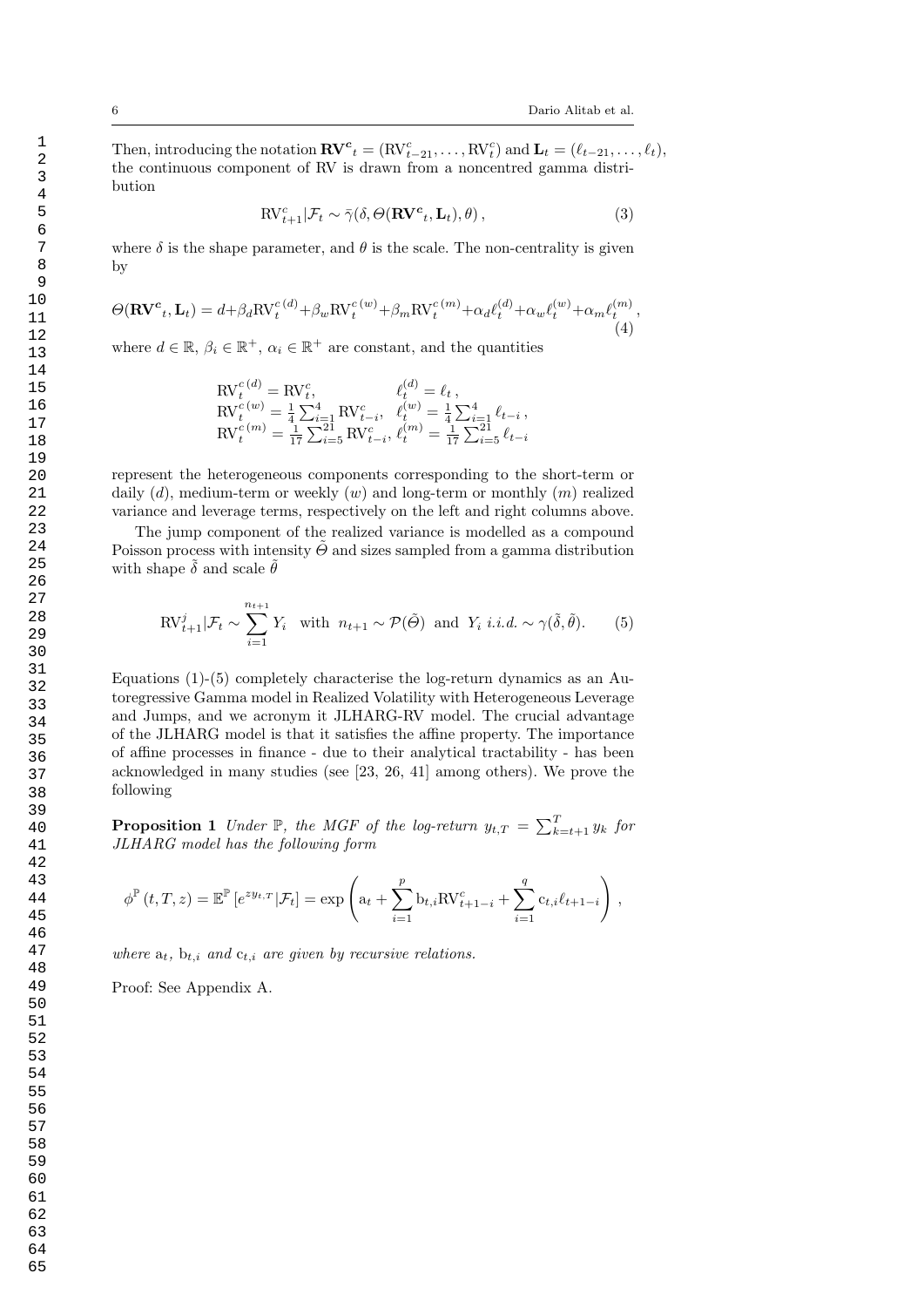Then, introducing the notation $\mathbf{RV^c}_t = (\mathrm{RV}^c_{t-21}, \ldots, \mathrm{RV}^c_t)$ and $\mathbf{L}_t = (\ell_{t-21}, \ldots, \ell_t)$, the continuous component of RV is drawn from a noncentred gamma distribution

$$\mathrm{RV}^c_{t+1}|\mathcal{F}_t \sim \bar{\gamma}(\delta, \Theta(\mathbf{RV^c}_t, \mathbf{L}_t), \theta)\,, \tag{3}$$

where $\delta$ is the shape parameter, and $\theta$ is the scale. The non-centrality is given by

$$\Theta(\mathbf{RV^c}_t, \mathbf{L}_t) = d + \beta_d \mathrm{RV}^{c\,(d)}_t + \beta_w \mathrm{RV}^{c\,(w)}_t + \beta_m \mathrm{RV}^{c\,(m)}_t + \alpha_d \ell^{(d)}_t + \alpha_w \ell^{(w)}_t + \alpha_m \ell^{(m)}_t\,, \tag{4}$$

where $d \in \mathbb{R}$, $\beta_i \in \mathbb{R}^+$, $\alpha_i \in \mathbb{R}^+$ are constant, and the quantities

$$\begin{aligned}
&\mathrm{RV}^{c\,(d)}_t = \mathrm{RV}^c_t, && \ell^{(d)}_t = \ell_t\,,\\
&\mathrm{RV}^{c\,(w)}_t = \tfrac{1}{4}\textstyle\sum_{i=1}^{4} \mathrm{RV}^c_{t-i}, && \ell^{(w)}_t = \tfrac{1}{4}\textstyle\sum_{i=1}^{4} \ell_{t-i}\,,\\
&\mathrm{RV}^{c\,(m)}_t = \tfrac{1}{17}\textstyle\sum_{i=5}^{21} \mathrm{RV}^c_{t-i}, && \ell^{(m)}_t = \tfrac{1}{17}\textstyle\sum_{i=5}^{21} \ell_{t-i}
\end{aligned}$$

represent the heterogeneous components corresponding to the short-term or daily $(d)$, medium-term or weekly $(w)$ and long-term or monthly $(m)$ realized variance and leverage terms, respectively on the left and right columns above.

The jump component of the realized variance is modelled as a compound Poisson process with intensity $\tilde{\Theta}$ and sizes sampled from a gamma distribution with shape $\tilde{\delta}$ and scale $\tilde{\theta}$

$$\mathrm{RV}^j_{t+1}|\mathcal{F}_t \sim \sum_{i=1}^{n_{t+1}} Y_i \quad \text{with} \quad n_{t+1} \sim \mathcal{P}(\tilde{\Theta}) \quad \text{and} \quad Y_i \ i.i.d. \sim \gamma(\tilde{\delta}, \tilde{\theta}). \tag{5}$$

Equations (1)-(5) completely characterise the log-return dynamics as an Autoregressive Gamma model in Realized Volatility with Heterogeneous Leverage and Jumps, and we acronym it JLHARG-RV model. The crucial advantage of the JLHARG model is that it satisfies the affine property. The importance of affine processes in finance - due to their analytical tractability - has been acknowledged in many studies (see [23, 26, 41] among others). We prove the following

**Proposition 1** *Under $\mathbb{P}$, the MGF of the log-return $y_{t,T} = \sum_{k=t+1}^{T} y_k$ for JLHARG model has the following form*

$$\phi^{\mathbb{P}}(t, T, z) = \mathbb{E}^{\mathbb{P}}[e^{z y_{t,T}}|\mathcal{F}_t] = \exp\left(\mathrm{a}_t + \sum_{i=1}^{p} \mathrm{b}_{t,i} \mathrm{RV}^c_{t+1-i} + \sum_{i=1}^{q} \mathrm{c}_{t,i} \ell_{t+1-i}\right),$$

*where $\mathrm{a}_t$, $\mathrm{b}_{t,i}$ and $\mathrm{c}_{t,i}$ are given by recursive relations.*

Proof: See Appendix A.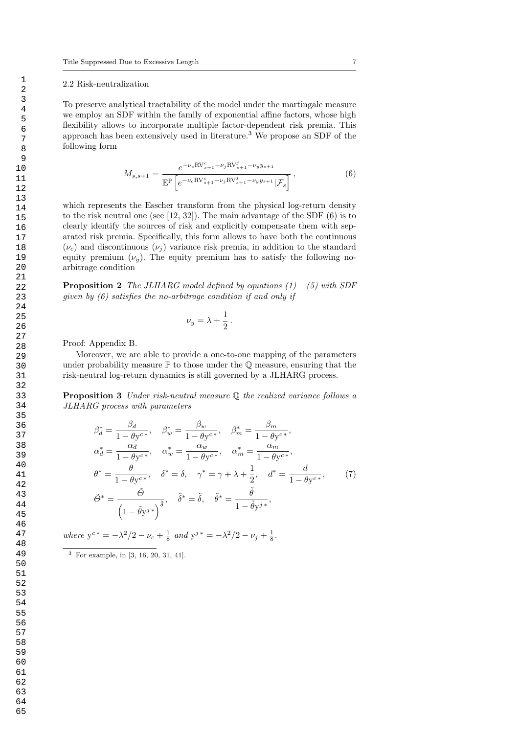### 2.2 Risk-neutralization

To preserve analytical tractability of the model under the martingale measure we employ an SDF within the family of exponential affine factors, whose high flexibility allows to incorporate multiple factor-dependent risk premia. This approach has been extensively used in literature.[3] We propose an SDF of the following form

$$M_{s,s+1} = \frac{e^{-\nu_c \mathrm{RV}^c_{s+1} - \nu_j \mathrm{RV}^j_{s+1} - \nu_y y_{s+1}}}{\mathbb{E}^{\mathbb{P}}\left[ e^{-\nu_c \mathrm{RV}^c_{s+1} - \nu_j \mathrm{RV}^j_{s+1} - \nu_y y_{s+1}} \middle| \mathcal{F}_s \right]}, \tag{6}$$

which represents the Esscher transform from the physical log-return density to the risk neutral one (see [12, 32]). The main advantage of the SDF (6) is to clearly identify the sources of risk and explicitly compensate them with separated risk premia. Specifically, this form allows to have both the continuous ($\nu_c$) and discontinuous ($\nu_j$) variance risk premia, in addition to the standard equity premium ($\nu_y$). The equity premium has to satisfy the following no-arbitrage condition

**Proposition 2** *The JLHARG model defined by equations (1) – (5) with SDF given by (6) satisfies the no-arbitrage condition if and only if*

$$\nu_y = \lambda + \frac{1}{2}.$$

Proof: Appendix B.

Moreover, we are able to provide a one-to-one mapping of the parameters under probability measure $\mathbb{P}$ to those under the $\mathbb{Q}$ measure, ensuring that the risk-neutral log-return dynamics is still governed by a JLHARG process.

**Proposition 3** *Under risk-neutral measure $\mathbb{Q}$ the realized variance follows a JLHARG process with parameters*

$$\begin{aligned}
&\beta^*_d = \frac{\beta_d}{1-\theta \mathrm{y}^{c*}}, \quad \beta^*_w = \frac{\beta_w}{1-\theta \mathrm{y}^{c*}}, \quad \beta^*_m = \frac{\beta_m}{1-\theta \mathrm{y}^{c*}}, \\
&\alpha^*_d = \frac{\alpha_d}{1-\theta \mathrm{y}^{c*}}, \quad \alpha^*_w = \frac{\alpha_w}{1-\theta \mathrm{y}^{c*}}, \quad \alpha^*_m = \frac{\alpha_m}{1-\theta \mathrm{y}^{c*}}, \\
&\theta^* = \frac{\theta}{1-\theta \mathrm{y}^{c*}}, \quad \delta^* = \delta, \quad \gamma^* = \gamma + \lambda + \frac{1}{2}, \quad d^* = \frac{d}{1-\theta \mathrm{y}^{c*}}, \\
&\tilde{\Theta}^* = \frac{\tilde{\Theta}}{\left(1-\tilde{\theta}\mathrm{y}^{j*}\right)^{\tilde{\delta}}}, \quad \tilde{\delta}^* = \tilde{\delta}, \quad \tilde{\theta}^* = \frac{\tilde{\theta}}{1-\tilde{\theta}\mathrm{y}^{j*}},
\end{aligned} \tag{7}$$

*where* $\mathrm{y}^{c*} = -\lambda^2/2 - \nu_c + \frac{1}{8}$ *and* $\mathrm{y}^{j*} = -\lambda^2/2 - \nu_j + \frac{1}{8}$.

[3] For example, in [3, 16, 20, 31, 41].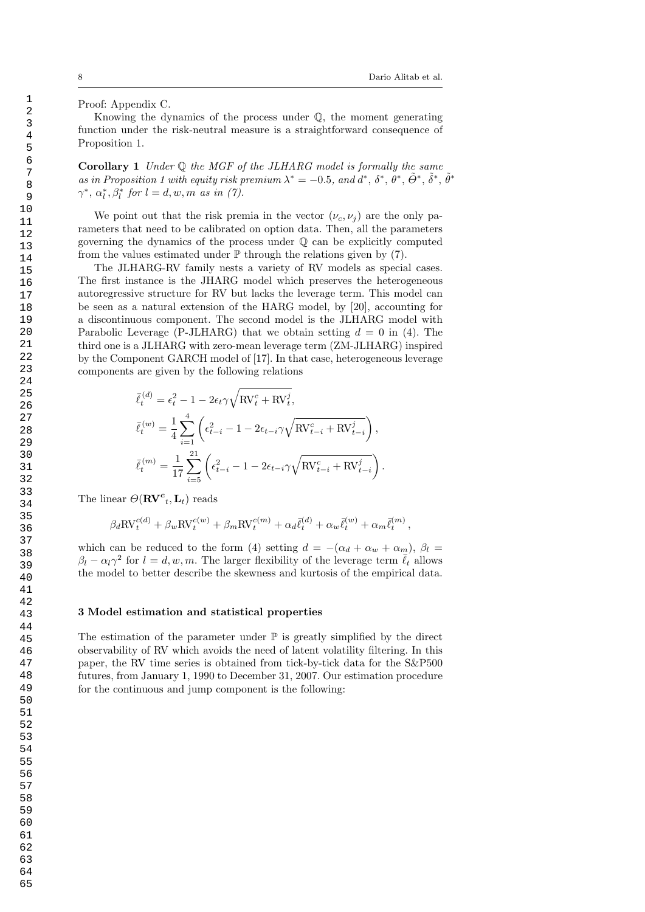Proof: Appendix C.

Knowing the dynamics of the process under $\mathbb{Q}$, the moment generating function under the risk-neutral measure is a straightforward consequence of Proposition 1.

**Corollary 1** *Under $\mathbb{Q}$ the MGF of the JLHARG model is formally the same as in Proposition 1 with equity risk premium $\lambda^* = -0.5$, and $d^*$, $\delta^*$, $\theta^*$, $\tilde{\Theta}^*$, $\tilde{\delta}^*$, $\tilde{\theta}^*$ $\gamma^*$, $\alpha_l^*, \beta_l^*$ for $l = d, w, m$ as in (7).*

We point out that the risk premia in the vector $(\nu_c, \nu_j)$ are the only parameters that need to be calibrated on option data. Then, all the parameters governing the dynamics of the process under $\mathbb{Q}$ can be explicitly computed from the values estimated under $\mathbb{P}$ through the relations given by (7).

The JLHARG-RV family nests a variety of RV models as special cases. The first instance is the JHARG model which preserves the heterogeneous autoregressive structure for RV but lacks the leverage term. This model can be seen as a natural extension of the HARG model, by [20], accounting for a discontinuous component. The second model is the JLHARG model with Parabolic Leverage (P-JLHARG) that we obtain setting $d = 0$ in (4). The third one is a JLHARG with zero-mean leverage term (ZM-JLHARG) inspired by the Component GARCH model of [17]. In that case, heterogeneous leverage components are given by the following relations

$$
\begin{aligned}
\bar{\ell}_t^{(d)} &= \epsilon_t^2 - 1 - 2\epsilon_t \gamma \sqrt{\mathrm{RV}_t^c + \mathrm{RV}_t^j}, \\
\bar{\ell}_t^{(w)} &= \frac{1}{4} \sum_{i=1}^{4} \left( \epsilon_{t-i}^2 - 1 - 2\epsilon_{t-i} \gamma \sqrt{\mathrm{RV}_{t-i}^c + \mathrm{RV}_{t-i}^j} \right), \\
\bar{\ell}_t^{(m)} &= \frac{1}{17} \sum_{i=5}^{21} \left( \epsilon_{t-i}^2 - 1 - 2\epsilon_{t-i} \gamma \sqrt{\mathrm{RV}_{t-i}^c + \mathrm{RV}_{t-i}^j} \right).
\end{aligned}
$$

The linear $\Theta(\mathbf{RV^c}_t, \mathbf{L}_t)$ reads

$$
\beta_d \mathrm{RV}_t^{c(d)} + \beta_w \mathrm{RV}_t^{c(w)} + \beta_m \mathrm{RV}_t^{c(m)} + \alpha_d \bar{\ell}_t^{(d)} + \alpha_w \bar{\ell}_t^{(w)} + \alpha_m \bar{\ell}_t^{(m)},
$$

which can be reduced to the form (4) setting $d = -(\alpha_d + \alpha_w + \alpha_m)$, $\beta_l = \beta_l - \alpha_l \gamma^2$ for $l = d, w, m$. The larger flexibility of the leverage term $\bar{\ell}_t$ allows the model to better describe the skewness and kurtosis of the empirical data.

## 3 Model estimation and statistical properties

The estimation of the parameter under $\mathbb{P}$ is greatly simplified by the direct observability of RV which avoids the need of latent volatility filtering. In this paper, the RV time series is obtained from tick-by-tick data for the S&P500 futures, from January 1, 1990 to December 31, 2007. Our estimation procedure for the continuous and jump component is the following: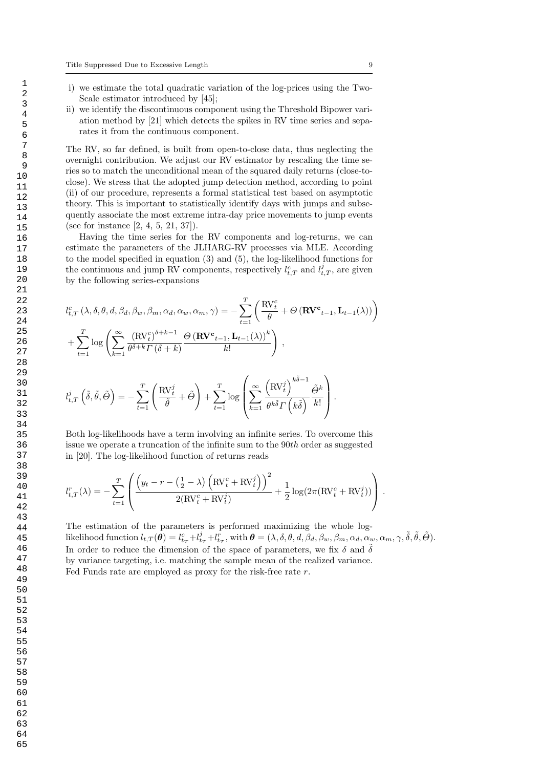i) we estimate the total quadratic variation of the log-prices using the Two-Scale estimator introduced by [45];
ii) we identify the discontinuous component using the Threshold Bipower variation method by [21] which detects the spikes in RV time series and separates it from the continuous component.

The RV, so far defined, is built from open-to-close data, thus neglecting the overnight contribution. We adjust our RV estimator by rescaling the time series so to match the unconditional mean of the squared daily returns (close-to-close). We stress that the adopted jump detection method, according to point (ii) of our procedure, represents a formal statistical test based on asymptotic theory. This is important to statistically identify days with jumps and subsequently associate the most extreme intra-day price movements to jump events (see for instance [2, 4, 5, 21, 37]).

Having the time series for the RV components and log-returns, we can estimate the parameters of the JLHARG-RV processes via MLE. According to the model specified in equation (3) and (5), the log-likelihood functions for the continuous and jump RV components, respectively $l^c_{t,T}$ and $l^j_{t,T}$, are given by the following series-expansions

$$
l^c_{t,T}\left(\lambda,\delta,\theta,d,\beta_d,\beta_w,\beta_m,\alpha_d,\alpha_w,\alpha_m,\gamma\right) = -\sum_{t=1}^{T}\left(\frac{\mathrm{RV}^c_t}{\theta} + \Theta\left(\mathbf{RV^c}_{t-1},\mathbf{L}_{t-1}(\lambda)\right)\right)
+ \sum_{t=1}^{T}\log\left(\sum_{k=1}^{\infty}\frac{\left(\mathrm{RV}^c_t\right)^{\delta+k-1}}{\theta^{\delta+k}\Gamma\left(\delta+k\right)}\frac{\Theta\left(\mathbf{RV^c}_{t-1},\mathbf{L}_{t-1}(\lambda)\right)^k}{k!}\right),
$$

$$
l^j_{t,T}\left(\tilde{\delta},\tilde{\theta},\tilde{\Theta}\right) = -\sum_{t=1}^{T}\left(\frac{\mathrm{RV}^j_t}{\tilde{\theta}} + \tilde{\Theta}\right) + \sum_{t=1}^{T}\log\left(\sum_{k=1}^{\infty}\frac{\left(\mathrm{RV}^j_t\right)^{k\tilde{\delta}-1}}{\theta^{k\tilde{\delta}}\Gamma\left(k\tilde{\delta}\right)}\frac{\tilde{\Theta}^k}{k!}\right).
$$

Both log-likelihoods have a term involving an infinite series. To overcome this issue we operate a truncation of the infinite sum to the 90*th* order as suggested in [20]. The log-likelihood function of returns reads

$$
l^r_{t,T}(\lambda) = -\sum_{t=1}^{T}\left(\frac{\left(y_t - r - \left(\frac{1}{2}-\lambda\right)\left(\mathrm{RV}^c_t + \mathrm{RV}^j_t\right)\right)^2}{2(\mathrm{RV}^c_t + \mathrm{RV}^j_t)} + \frac{1}{2}\log(2\pi(\mathrm{RV}^c_t + \mathrm{RV}^j_t))\right).
$$

The estimation of the parameters is performed maximizing the whole log-likelihood function $l_{t,T}(\boldsymbol{\theta}) = l^c_{t_T} + l^j_{t_T} + l^r_{t_T}$, with $\boldsymbol{\theta} = (\lambda,\delta,\theta,d,\beta_d,\beta_w,\beta_m,\alpha_d,\alpha_w,\alpha_m,\gamma,\tilde{\delta},\tilde{\theta},\tilde{\Theta})$. In order to reduce the dimension of the space of parameters, we fix $\delta$ and $\tilde{\delta}$ by variance targeting, i.e. matching the sample mean of the realized variance. Fed Funds rate are employed as proxy for the risk-free rate $r$.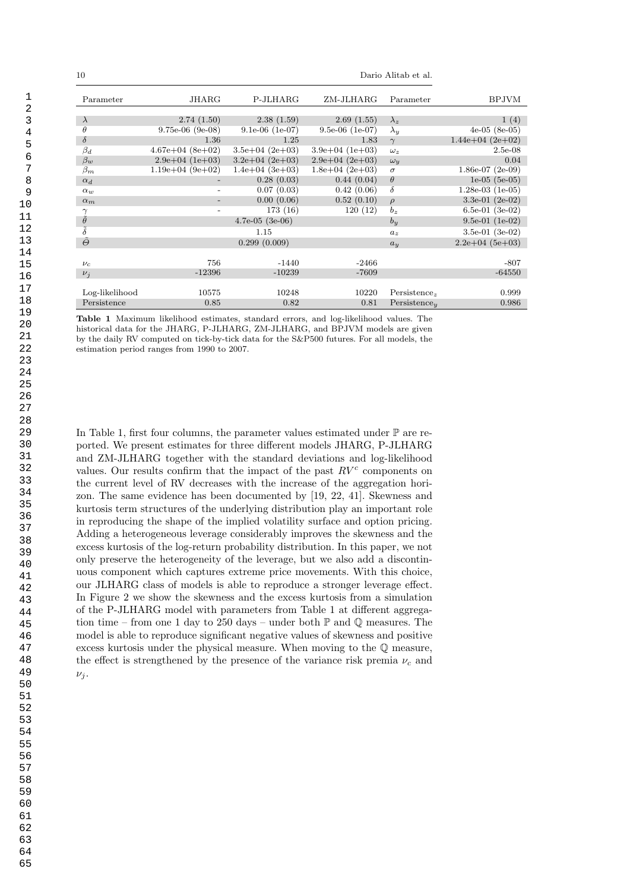| Parameter | JHARG | P-JLHARG | ZM-JLHARG | Parameter | BPJVM |
|---|---|---|---|---|---|
| $\lambda$ | 2.74 (1.50) | 2.38 (1.59) | 2.69 (1.55) | $\lambda_z$ | 1 (4) |
| $\theta$ | 9.75e-06 (9e-08) | 9.1e-06 (1e-07) | 9.5e-06 (1e-07) | $\lambda_y$ | 4e-05 (8e-05) |
| $\delta$ | 1.36 | 1.25 | 1.83 | $\gamma$ | 1.44e+04 (2e+02) |
| $\beta_d$ | 4.67e+04 (8e+02) | 3.5e+04 (2e+03) | 3.9e+04 (1e+03) | $\omega_z$ | 2.5e-08 |
| $\beta_w$ | 2.9e+04 (1e+03) | 3.2e+04 (2e+03) | 2.9e+04 (2e+03) | $\omega_y$ | 0.04 |
| $\beta_m$ | 1.19e+04 (9e+02) | 1.4e+04 (3e+03) | 1.8e+04 (2e+03) | $\sigma$ | 1.86e-07 (2e-09) |
| $\alpha_d$ | - | 0.28 (0.03) | 0.44 (0.04) | $\theta$ | 1e-05 (5e-05) |
| $\alpha_w$ | - | 0.07 (0.03) | 0.42 (0.06) | $\delta$ | 1.28e-03 (1e-05) |
| $\alpha_m$ | - | 0.00 (0.06) | 0.52 (0.10) | $\rho$ | 3.3e-01 (2e-02) |
| $\gamma$ | - | 173 (16) | 120 (12) | $b_z$ | 6.5e-01 (3e-02) |
| $\tilde{\theta}$ | | 4.7e-05 (3e-06) | | $b_y$ | 9.5e-01 (1e-02) |
| $\tilde{\delta}$ | | 1.15 | | $a_z$ | 3.5e-01 (3e-02) |
| $\tilde{\Theta}$ | | 0.299 (0.009) | | $a_y$ | 2.2e+04 (5e+03) |
| | | | | | |
| $\nu_c$ | 756 | -1440 | -2466 | | -807 |
| $\nu_j$ | -12396 | -10239 | -7609 | | -64550 |
| | | | | | |
| Log-likelihood | 10575 | 10248 | 10220 | Persistence$_z$ | 0.999 |
| Persistence | 0.85 | 0.82 | 0.81 | Persistence$_y$ | 0.986 |

**Table 1** Maximum likelihood estimates, standard errors, and log-likelihood values. The historical data for the JHARG, P-JLHARG, ZM-JLHARG, and BPJVM models are given by the daily RV computed on tick-by-tick data for the S&P500 futures. For all models, the estimation period ranges from 1990 to 2007.

In Table 1, first four columns, the parameter values estimated under $\mathbb{P}$ are reported. We present estimates for three different models JHARG, P-JLHARG and ZM-JLHARG together with the standard deviations and log-likelihood values. Our results confirm that the impact of the past $RV^c$ components on the current level of RV decreases with the increase of the aggregation horizon. The same evidence has been documented by [19, 22, 41]. Skewness and kurtosis term structures of the underlying distribution play an important role in reproducing the shape of the implied volatility surface and option pricing. Adding a heterogeneous leverage considerably improves the skewness and the excess kurtosis of the log-return probability distribution. In this paper, we not only preserve the heterogeneity of the leverage, but we also add a discontinuous component which captures extreme price movements. With this choice, our JLHARG class of models is able to reproduce a stronger leverage effect. In Figure 2 we show the skewness and the excess kurtosis from a simulation of the P-JLHARG model with parameters from Table 1 at different aggregation time – from one 1 day to 250 days – under both $\mathbb{P}$ and $\mathbb{Q}$ measures. The model is able to reproduce significant negative values of skewness and positive excess kurtosis under the physical measure. When moving to the $\mathbb{Q}$ measure, the effect is strengthened by the presence of the variance risk premia $\nu_c$ and $\nu_j$.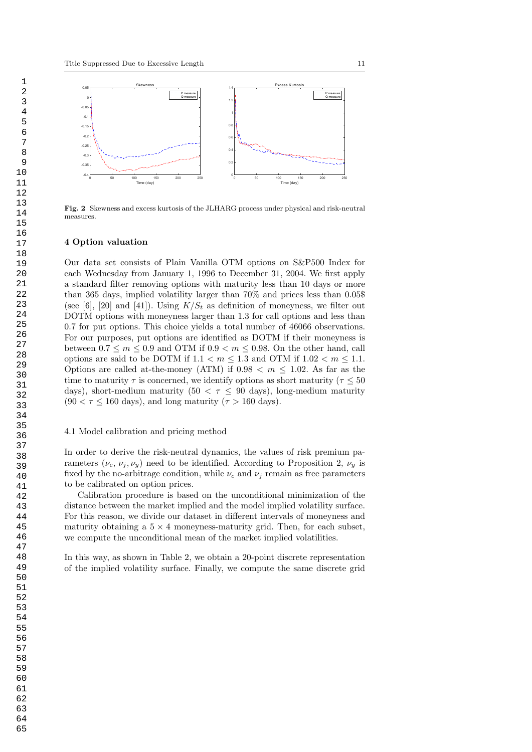**Fig. 2** Skewness and excess kurtosis of the JLHARG process under physical and risk-neutral measures.

## 4 Option valuation

Our data set consists of Plain Vanilla OTM options on S&P500 Index for each Wednesday from January 1, 1996 to December 31, 2004. We first apply a standard filter removing options with maturity less than 10 days or more than 365 days, implied volatility larger than 70% and prices less than 0.05$ (see [6], [20] and [41]). Using $K/S_t$ as definition of moneyness, we filter out DOTM options with moneyness larger than 1.3 for call options and less than 0.7 for put options. This choice yields a total number of 46066 observations. For our purposes, put options are identified as DOTM if their moneyness is between $0.7 \leq m \leq 0.9$ and OTM if $0.9 < m \leq 0.98$. On the other hand, call options are said to be DOTM if $1.1 < m \leq 1.3$ and OTM if $1.02 < m \leq 1.1$. Options are called at-the-money (ATM) if $0.98 < m \leq 1.02$. As far as the time to maturity $\tau$ is concerned, we identify options as short maturity ($\tau \leq 50$ days), short-medium maturity ($50 < \tau \leq 90$ days), long-medium maturity ($90 < \tau \leq 160$ days), and long maturity ($\tau > 160$ days).

### 4.1 Model calibration and pricing method

In order to derive the risk-neutral dynamics, the values of risk premium parameters ($\nu_c$, $\nu_j$, $\nu_y$) need to be identified. According to Proposition 2, $\nu_y$ is fixed by the no-arbitrage condition, while $\nu_c$ and $\nu_j$ remain as free parameters to be calibrated on option prices.

Calibration procedure is based on the unconditional minimization of the distance between the market implied and the model implied volatility surface. For this reason, we divide our dataset in different intervals of moneyness and maturity obtaining a $5 \times 4$ moneyness-maturity grid. Then, for each subset, we compute the unconditional mean of the market implied volatilities.

In this way, as shown in Table 2, we obtain a 20-point discrete representation of the implied volatility surface. Finally, we compute the same discrete grid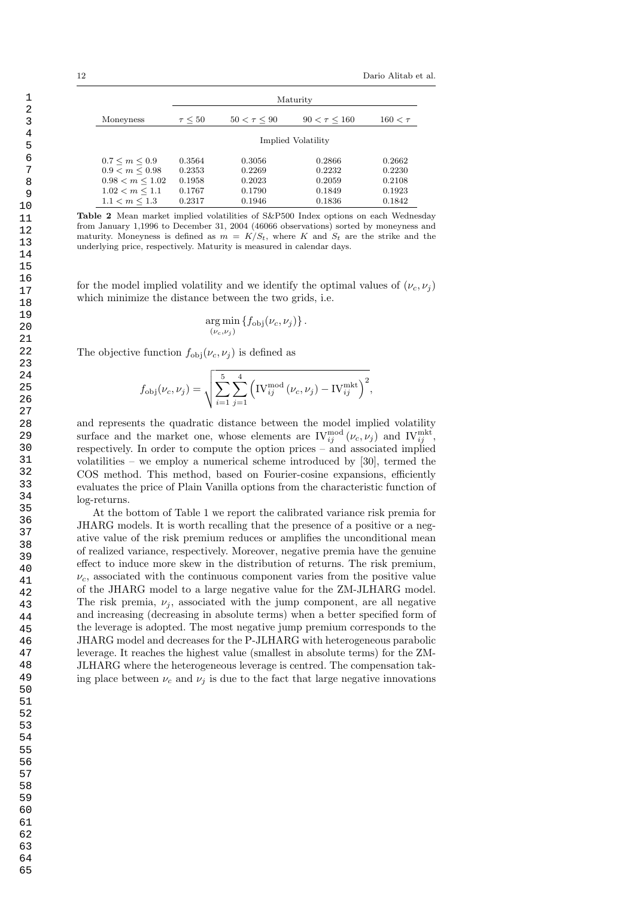| | Maturity | | | |
|---|---|---|---|---|
| Moneyness | $\tau \leq 50$ | $50 < \tau \leq 90$ | $90 < \tau \leq 160$ | $160 < \tau$ |
| | Implied Volatility | | | |
| $0.7 \leq m \leq 0.9$ | 0.3564 | 0.3056 | 0.2866 | 0.2662 |
| $0.9 < m \leq 0.98$ | 0.2353 | 0.2269 | 0.2232 | 0.2230 |
| $0.98 < m \leq 1.02$ | 0.1958 | 0.2023 | 0.2059 | 0.2108 |
| $1.02 < m \leq 1.1$ | 0.1767 | 0.1790 | 0.1849 | 0.1923 |
| $1.1 < m \leq 1.3$ | 0.2317 | 0.1946 | 0.1836 | 0.1842 |

**Table 2** Mean market implied volatilities of S&P500 Index options on each Wednesday from January 1,1996 to December 31, 2004 (46066 observations) sorted by moneyness and maturity. Moneyness is defined as $m = K/S_t$, where $K$ and $S_t$ are the strike and the underlying price, respectively. Maturity is measured in calendar days.

for the model implied volatility and we identify the optimal values of $(\nu_c, \nu_j)$ which minimize the distance between the two grids, i.e.

$$\underset{(\nu_c,\nu_j)}{\arg\min} \left\{ f_{\text{obj}}(\nu_c, \nu_j) \right\}.$$

The objective function $f_{\text{obj}}(\nu_c, \nu_j)$ is defined as

$$f_{\text{obj}}(\nu_c, \nu_j) = \sqrt{\sum_{i=1}^{5} \sum_{j=1}^{4} \left( \text{IV}_{ij}^{\text{mod}}(\nu_c, \nu_j) - \text{IV}_{ij}^{\text{mkt}} \right)^2},$$

and represents the quadratic distance between the model implied volatility surface and the market one, whose elements are $\text{IV}_{ij}^{\text{mod}}(\nu_c, \nu_j)$ and $\text{IV}_{ij}^{\text{mkt}}$, respectively. In order to compute the option prices – and associated implied volatilities – we employ a numerical scheme introduced by [30], termed the COS method. This method, based on Fourier-cosine expansions, efficiently evaluates the price of Plain Vanilla options from the characteristic function of log-returns.

At the bottom of Table 1 we report the calibrated variance risk premia for JHARG models. It is worth recalling that the presence of a positive or a negative value of the risk premium reduces or amplifies the unconditional mean of realized variance, respectively. Moreover, negative premia have the genuine effect to induce more skew in the distribution of returns. The risk premium, $\nu_c$, associated with the continuous component varies from the positive value of the JHARG model to a large negative value for the ZM-JLHARG model. The risk premia, $\nu_j$, associated with the jump component, are all negative and increasing (decreasing in absolute terms) when a better specified form of the leverage is adopted. The most negative jump premium corresponds to the JHARG model and decreases for the P-JLHARG with heterogeneous parabolic leverage. It reaches the highest value (smallest in absolute terms) for the ZM-JLHARG where the heterogeneous leverage is centred. The compensation taking place between $\nu_c$ and $\nu_j$ is due to the fact that large negative innovations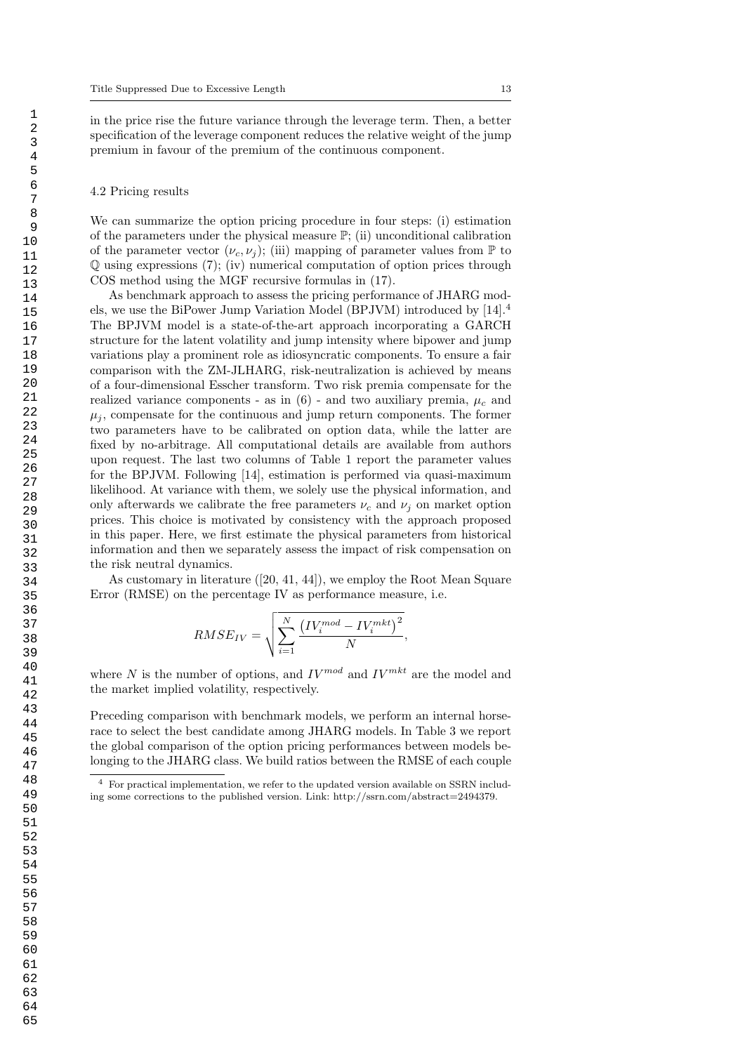in the price rise the future variance through the leverage term. Then, a better specification of the leverage component reduces the relative weight of the jump premium in favour of the premium of the continuous component.

### 4.2 Pricing results

We can summarize the option pricing procedure in four steps: (i) estimation of the parameters under the physical measure $\mathbb{P}$; (ii) unconditional calibration of the parameter vector $(\nu_c, \nu_j)$; (iii) mapping of parameter values from $\mathbb{P}$ to $\mathbb{Q}$ using expressions (7); (iv) numerical computation of option prices through COS method using the MGF recursive formulas in (17).

As benchmark approach to assess the pricing performance of JHARG models, we use the BiPower Jump Variation Model (BPJVM) introduced by [14].[4] The BPJVM model is a state-of-the-art approach incorporating a GARCH structure for the latent volatility and jump intensity where bipower and jump variations play a prominent role as idiosyncratic components. To ensure a fair comparison with the ZM-JLHARG, risk-neutralization is achieved by means of a four-dimensional Esscher transform. Two risk premia compensate for the realized variance components - as in (6) - and two auxiliary premia, $\mu_c$ and $\mu_j$, compensate for the continuous and jump return components. The former two parameters have to be calibrated on option data, while the latter are fixed by no-arbitrage. All computational details are available from authors upon request. The last two columns of Table 1 report the parameter values for the BPJVM. Following [14], estimation is performed via quasi-maximum likelihood. At variance with them, we solely use the physical information, and only afterwards we calibrate the free parameters $\nu_c$ and $\nu_j$ on market option prices. This choice is motivated by consistency with the approach proposed in this paper. Here, we first estimate the physical parameters from historical information and then we separately assess the impact of risk compensation on the risk neutral dynamics.

As customary in literature ([20, 41, 44]), we employ the Root Mean Square Error (RMSE) on the percentage IV as performance measure, i.e.

$$RMSE_{IV} = \sqrt{\sum_{i=1}^{N} \frac{\left(IV_i^{mod} - IV_i^{mkt}\right)^2}{N}},$$

where $N$ is the number of options, and $IV^{mod}$ and $IV^{mkt}$ are the model and the market implied volatility, respectively.

Preceding comparison with benchmark models, we perform an internal horserace to select the best candidate among JHARG models. In Table 3 we report the global comparison of the option pricing performances between models belonging to the JHARG class. We build ratios between the RMSE of each couple

[4] For practical implementation, we refer to the updated version available on SSRN including some corrections to the published version. Link: http://ssrn.com/abstract=2494379.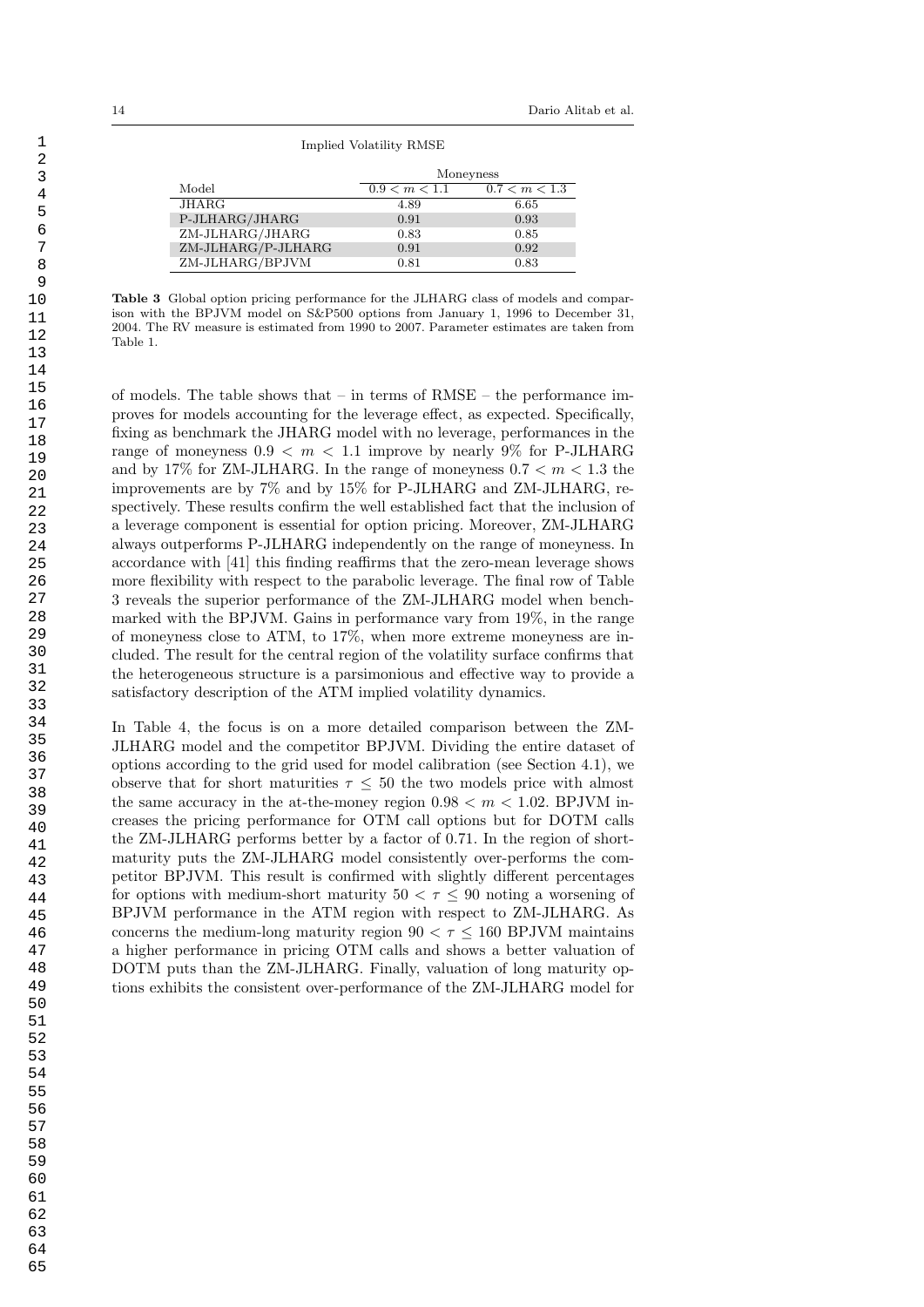Implied Volatility RMSE

| Model | Moneyness | |
|---|---|---|
| | $0.9 < m < 1.1$ | $0.7 < m < 1.3$ |
| JHARG | 4.89 | 6.65 |
| P-JLHARG/JHARG | 0.91 | 0.93 |
| ZM-JLHARG/JHARG | 0.83 | 0.85 |
| ZM-JLHARG/P-JLHARG | 0.91 | 0.92 |
| ZM-JLHARG/BPJVM | 0.81 | 0.83 |

**Table 3** Global option pricing performance for the JLHARG class of models and comparison with the BPJVM model on S&P500 options from January 1, 1996 to December 31, 2004. The RV measure is estimated from 1990 to 2007. Parameter estimates are taken from Table 1.

of models. The table shows that – in terms of RMSE – the performance improves for models accounting for the leverage effect, as expected. Specifically, fixing as benchmark the JHARG model with no leverage, performances in the range of moneyness $0.9 < m < 1.1$ improve by nearly 9% for P-JLHARG and by 17% for ZM-JLHARG. In the range of moneyness $0.7 < m < 1.3$ the improvements are by 7% and by 15% for P-JLHARG and ZM-JLHARG, respectively. These results confirm the well established fact that the inclusion of a leverage component is essential for option pricing. Moreover, ZM-JLHARG always outperforms P-JLHARG independently on the range of moneyness. In accordance with [41] this finding reaffirms that the zero-mean leverage shows more flexibility with respect to the parabolic leverage. The final row of Table 3 reveals the superior performance of the ZM-JLHARG model when benchmarked with the BPJVM. Gains in performance vary from 19%, in the range of moneyness close to ATM, to 17%, when more extreme moneyness are included. The result for the central region of the volatility surface confirms that the heterogeneous structure is a parsimonious and effective way to provide a satisfactory description of the ATM implied volatility dynamics.

In Table 4, the focus is on a more detailed comparison between the ZM-JLHARG model and the competitor BPJVM. Dividing the entire dataset of options according to the grid used for model calibration (see Section 4.1), we observe that for short maturities $\tau \leq 50$ the two models price with almost the same accuracy in the at-the-money region $0.98 < m < 1.02$. BPJVM increases the pricing performance for OTM call options but for DOTM calls the ZM-JLHARG performs better by a factor of 0.71. In the region of short-maturity puts the ZM-JLHARG model consistently over-performs the competitor BPJVM. This result is confirmed with slightly different percentages for options with medium-short maturity $50 < \tau \leq 90$ noting a worsening of BPJVM performance in the ATM region with respect to ZM-JLHARG. As concerns the medium-long maturity region $90 < \tau \leq 160$ BPJVM maintains a higher performance in pricing OTM calls and shows a better valuation of DOTM puts than the ZM-JLHARG. Finally, valuation of long maturity options exhibits the consistent over-performance of the ZM-JLHARG model for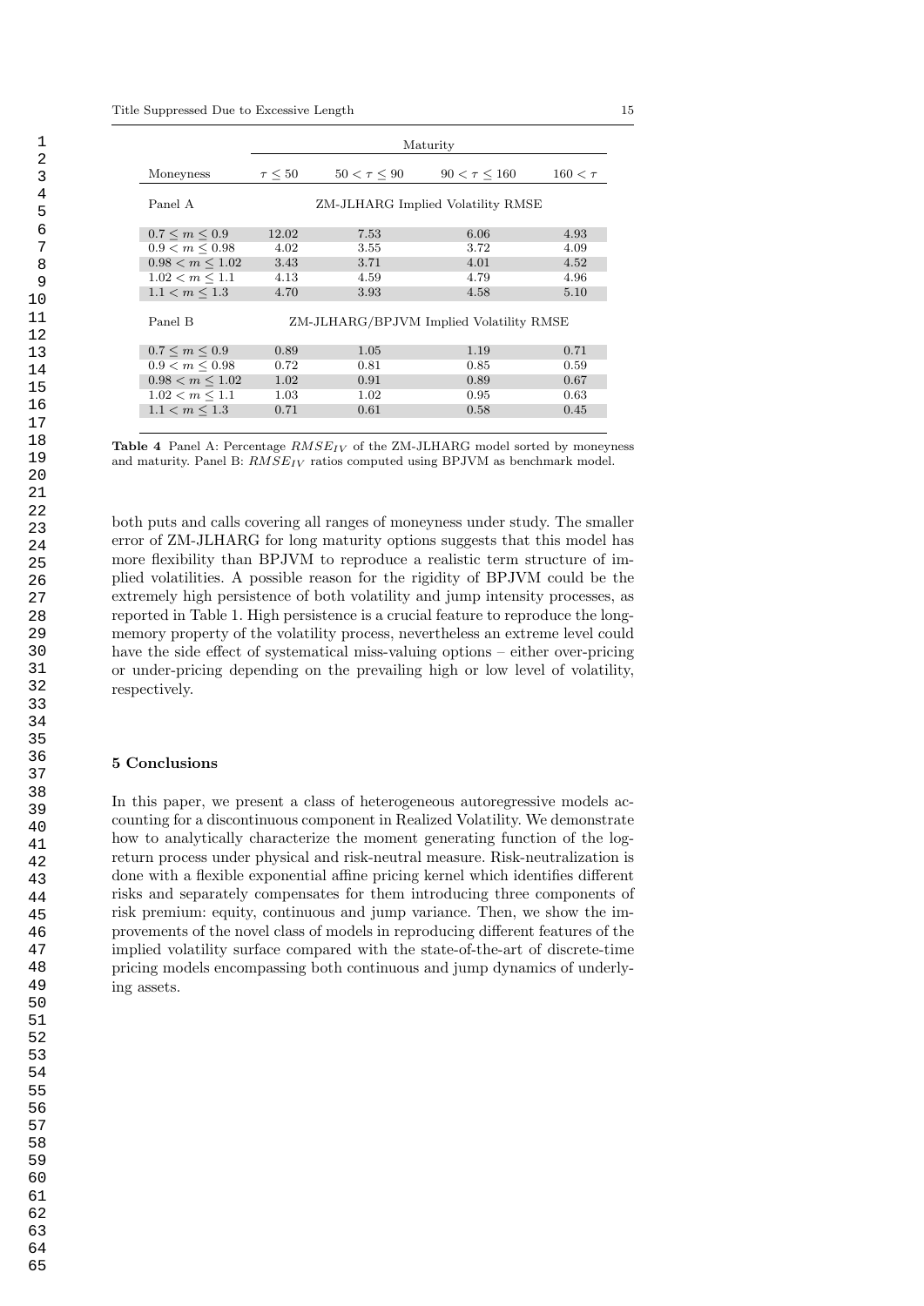| | Maturity | | | |
|---|---|---|---|---|
| Moneyness | $\tau \leq 50$ | $50 < \tau \leq 90$ | $90 < \tau \leq 160$ | $160 < \tau$ |
| Panel A | ZM-JLHARG Implied Volatility RMSE | | | |
| $0.7 \leq m \leq 0.9$ | 12.02 | 7.53 | 6.06 | 4.93 |
| $0.9 < m \leq 0.98$ | 4.02 | 3.55 | 3.72 | 4.09 |
| $0.98 < m \leq 1.02$ | 3.43 | 3.71 | 4.01 | 4.52 |
| $1.02 < m \leq 1.1$ | 4.13 | 4.59 | 4.79 | 4.96 |
| $1.1 < m \leq 1.3$ | 4.70 | 3.93 | 4.58 | 5.10 |
| Panel B | ZM-JLHARG/BPJVM Implied Volatility RMSE | | | |
| $0.7 \leq m \leq 0.9$ | 0.89 | 1.05 | 1.19 | 0.71 |
| $0.9 < m \leq 0.98$ | 0.72 | 0.81 | 0.85 | 0.59 |
| $0.98 < m \leq 1.02$ | 1.02 | 0.91 | 0.89 | 0.67 |
| $1.02 < m \leq 1.1$ | 1.03 | 1.02 | 0.95 | 0.63 |
| $1.1 < m \leq 1.3$ | 0.71 | 0.61 | 0.58 | 0.45 |

**Table 4** Panel A: Percentage $RMSE_{IV}$ of the ZM-JLHARG model sorted by moneyness and maturity. Panel B: $RMSE_{IV}$ ratios computed using BPJVM as benchmark model.

both puts and calls covering all ranges of moneyness under study. The smaller error of ZM-JLHARG for long maturity options suggests that this model has more flexibility than BPJVM to reproduce a realistic term structure of implied volatilities. A possible reason for the rigidity of BPJVM could be the extremely high persistence of both volatility and jump intensity processes, as reported in Table 1. High persistence is a crucial feature to reproduce the long-memory property of the volatility process, nevertheless an extreme level could have the side effect of systematical miss-valuing options – either over-pricing or under-pricing depending on the prevailing high or low level of volatility, respectively.

## 5 Conclusions

In this paper, we present a class of heterogeneous autoregressive models accounting for a discontinuous component in Realized Volatility. We demonstrate how to analytically characterize the moment generating function of the log-return process under physical and risk-neutral measure. Risk-neutralization is done with a flexible exponential affine pricing kernel which identifies different risks and separately compensates for them introducing three components of risk premium: equity, continuous and jump variance. Then, we show the improvements of the novel class of models in reproducing different features of the implied volatility surface compared with the state-of-the-art of discrete-time pricing models encompassing both continuous and jump dynamics of underlying assets.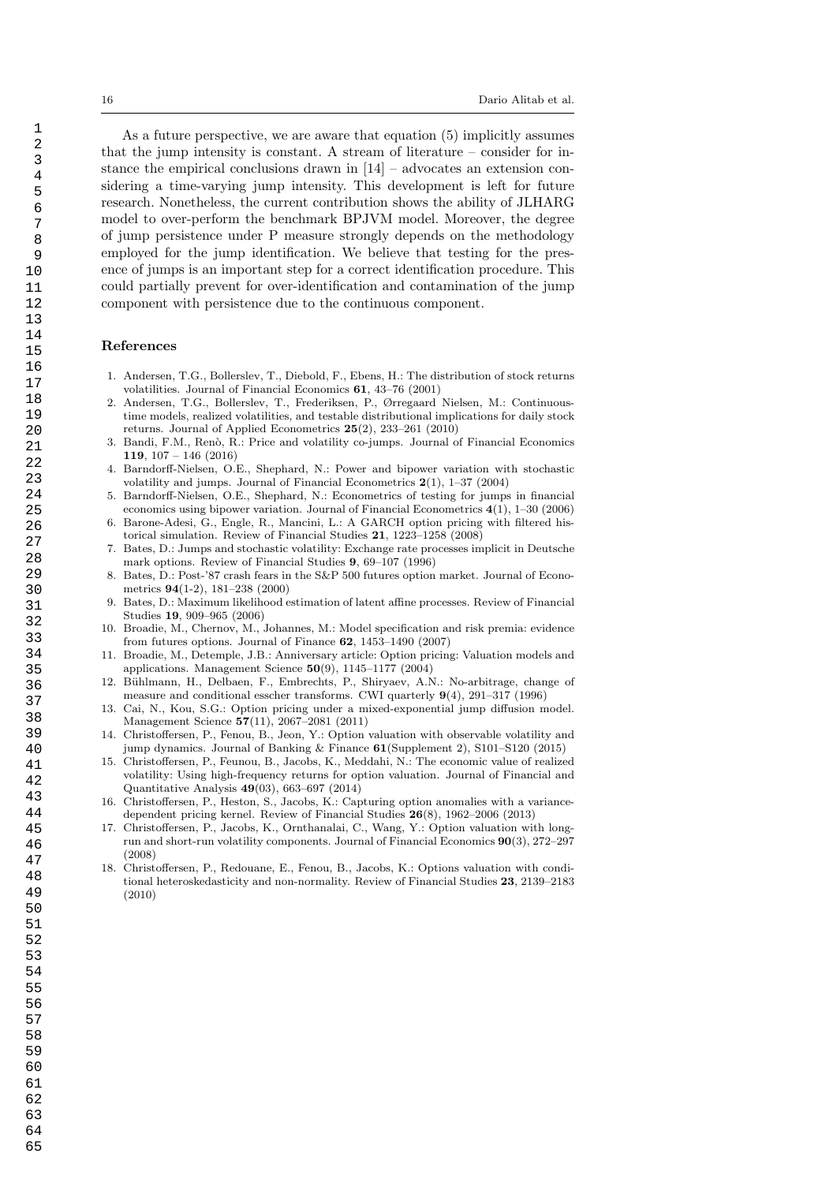As a future perspective, we are aware that equation (5) implicitly assumes that the jump intensity is constant. A stream of literature – consider for instance the empirical conclusions drawn in [14] – advocates an extension considering a time-varying jump intensity. This development is left for future research. Nonetheless, the current contribution shows the ability of JLHARG model to over-perform the benchmark BPJVM model. Moreover, the degree of jump persistence under P measure strongly depends on the methodology employed for the jump identification. We believe that testing for the presence of jumps is an important step for a correct identification procedure. This could partially prevent for over-identification and contamination of the jump component with persistence due to the continuous component.

## References

1. Andersen, T.G., Bollerslev, T., Diebold, F., Ebens, H.: The distribution of stock returns volatilities. Journal of Financial Economics **61**, 43–76 (2001)
2. Andersen, T.G., Bollerslev, T., Frederiksen, P., Ørregaard Nielsen, M.: Continuous-time models, realized volatilities, and testable distributional implications for daily stock returns. Journal of Applied Econometrics **25**(2), 233–261 (2010)
3. Bandi, F.M., Renò, R.: Price and volatility co-jumps. Journal of Financial Economics **119**, 107 – 146 (2016)
4. Barndorff-Nielsen, O.E., Shephard, N.: Power and bipower variation with stochastic volatility and jumps. Journal of Financial Econometrics **2**(1), 1–37 (2004)
5. Barndorff-Nielsen, O.E., Shephard, N.: Econometrics of testing for jumps in financial economics using bipower variation. Journal of Financial Econometrics **4**(1), 1–30 (2006)
6. Barone-Adesi, G., Engle, R., Mancini, L.: A GARCH option pricing with filtered historical simulation. Review of Financial Studies **21**, 1223–1258 (2008)
7. Bates, D.: Jumps and stochastic volatility: Exchange rate processes implicit in Deutsche mark options. Review of Financial Studies **9**, 69–107 (1996)
8. Bates, D.: Post-'87 crash fears in the S&P 500 futures option market. Journal of Econometrics **94**(1-2), 181–238 (2000)
9. Bates, D.: Maximum likelihood estimation of latent affine processes. Review of Financial Studies **19**, 909–965 (2006)
10. Broadie, M., Chernov, M., Johannes, M.: Model specification and risk premia: evidence from futures options. Journal of Finance **62**, 1453–1490 (2007)
11. Broadie, M., Detemple, J.B.: Anniversary article: Option pricing: Valuation models and applications. Management Science **50**(9), 1145–1177 (2004)
12. Bühlmann, H., Delbaen, F., Embrechts, P., Shiryaev, A.N.: No-arbitrage, change of measure and conditional esscher transforms. CWI quarterly **9**(4), 291–317 (1996)
13. Cai, N., Kou, S.G.: Option pricing under a mixed-exponential jump diffusion model. Management Science **57**(11), 2067–2081 (2011)
14. Christoffersen, P., Fenou, B., Jeon, Y.: Option valuation with observable volatility and jump dynamics. Journal of Banking & Finance **61**(Supplement 2), S101–S120 (2015)
15. Christoffersen, P., Feunou, B., Jacobs, K., Meddahi, N.: The economic value of realized volatility: Using high-frequency returns for option valuation. Journal of Financial and Quantitative Analysis **49**(03), 663–697 (2014)
16. Christoffersen, P., Heston, S., Jacobs, K.: Capturing option anomalies with a variance-dependent pricing kernel. Review of Financial Studies **26**(8), 1962–2006 (2013)
17. Christoffersen, P., Jacobs, K., Ornthanalai, C., Wang, Y.: Option valuation with long-run and short-run volatility components. Journal of Financial Economics **90**(3), 272–297 (2008)
18. Christoffersen, P., Redouane, E., Fenou, B., Jacobs, K.: Options valuation with conditional heteroskedasticity and non-normality. Review of Financial Studies **23**, 2139–2183 (2010)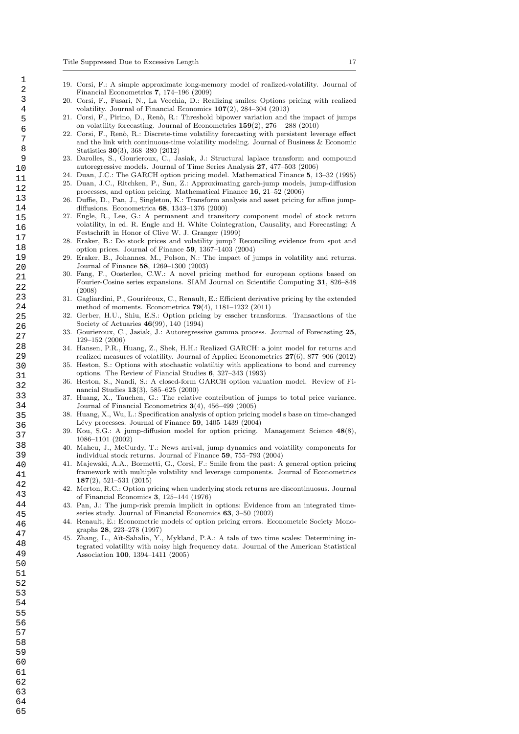19. Corsi, F.: A simple approximate long-memory model of realized-volatility. Journal of Financial Econometrics **7**, 174–196 (2009)
20. Corsi, F., Fusari, N., La Vecchia, D.: Realizing smiles: Options pricing with realized volatility. Journal of Financial Economics **107**(2), 284–304 (2013)
21. Corsi, F., Pirino, D., Renò, R.: Threshold bipower variation and the impact of jumps on volatility forecasting. Journal of Econometrics **159**(2), 276 – 288 (2010)
22. Corsi, F., Renò, R.: Discrete-time volatility forecasting with persistent leverage effect and the link with continuous-time volatility modeling. Journal of Business & Economic Statistics **30**(3), 368–380 (2012)
23. Darolles, S., Gourieroux, C., Jasiak, J.: Structural laplace transform and compound autoregressive models. Journal of Time Series Analysis **27**, 477–503 (2006)
24. Duan, J.C.: The GARCH option pricing model. Mathematical Finance **5**, 13–32 (1995)
25. Duan, J.C., Ritchken, P., Sun, Z.: Approximating garch-jump models, jump-diffusion processes, and option pricing. Mathematical Finance **16**, 21–52 (2006)
26. Duffie, D., Pan, J., Singleton, K.: Transform analysis and asset pricing for affine jump-diffusions. Econometrica **68**, 1343–1376 (2000)
27. Engle, R., Lee, G.: A permanent and transitory component model of stock return volatility, in ed. R. Engle and H. White Cointegration, Causality, and Forecasting: A Festschrift in Honor of Clive W. J. Granger (1999)
28. Eraker, B.: Do stock prices and volatility jump? Reconciling evidence from spot and option prices. Journal of Finance **59**, 1367–1403 (2004)
29. Eraker, B., Johannes, M., Polson, N.: The impact of jumps in volatility and returns. Journal of Finance **58**, 1269–1300 (2003)
30. Fang, F., Oosterlee, C.W.: A novel pricing method for european options based on Fourier-Cosine series expansions. SIAM Journal on Scientific Computing **31**, 826–848 (2008)
31. Gagliardini, P., Gouriéroux, C., Renault, E.: Efficient derivative pricing by the extended method of moments. Econometrica **79**(4), 1181–1232 (2011)
32. Gerber, H.U., Shiu, E.S.: Option pricing by esscher transforms. Transactions of the Society of Actuaries **46**(99), 140 (1994)
33. Gourieroux, C., Jasiak, J.: Autoregressive gamma process. Journal of Forecasting **25**, 129–152 (2006)
34. Hansen, P.R., Huang, Z., Shek, H.H.: Realized GARCH: a joint model for returns and realized measures of volatility. Journal of Applied Econometrics **27**(6), 877–906 (2012)
35. Heston, S.: Options with stochastic volatiltiy with applications to bond and currency options. The Review of Fiancial Studies **6**, 327–343 (1993)
36. Heston, S., Nandi, S.: A closed-form GARCH option valuation model. Review of Financial Studies **13**(3), 585–625 (2000)
37. Huang, X., Tauchen, G.: The relative contribution of jumps to total price variance. Journal of Financial Econometrics **3**(4), 456–499 (2005)
38. Huang, X., Wu, L.: Specification analysis of option pricing model s base on time-changed Lévy processes. Journal of Finance **59**, 1405–1439 (2004)
39. Kou, S.G.: A jump-diffusion model for option pricing. Management Science **48**(8), 1086–1101 (2002)
40. Maheu, J., McCurdy, T.: News arrival, jump dynamics and volatility components for individual stock returns. Journal of Finance **59**, 755–793 (2004)
41. Majewski, A.A., Bormetti, G., Corsi, F.: Smile from the past: A general option pricing framework with multiple volatility and leverage components. Journal of Econometrics **187**(2), 521–531 (2015)
42. Merton, R.C.: Option pricing when underlying stock returns are discontinuosus. Journal of Financial Economics **3**, 125–144 (1976)
43. Pan, J.: The jump-risk premia implicit in options: Evidence from an integrated time-series study. Journal of Financial Economics **63**, 3–50 (2002)
44. Renault, E.: Econometric models of option pricing errors. Econometric Society Monographs **28**, 223–278 (1997)
45. Zhang, L., Aït-Sahalia, Y., Mykland, P.A.: A tale of two time scales: Determining integrated volatility with noisy high frequency data. Journal of the American Statistical Association **100**, 1394–1411 (2005)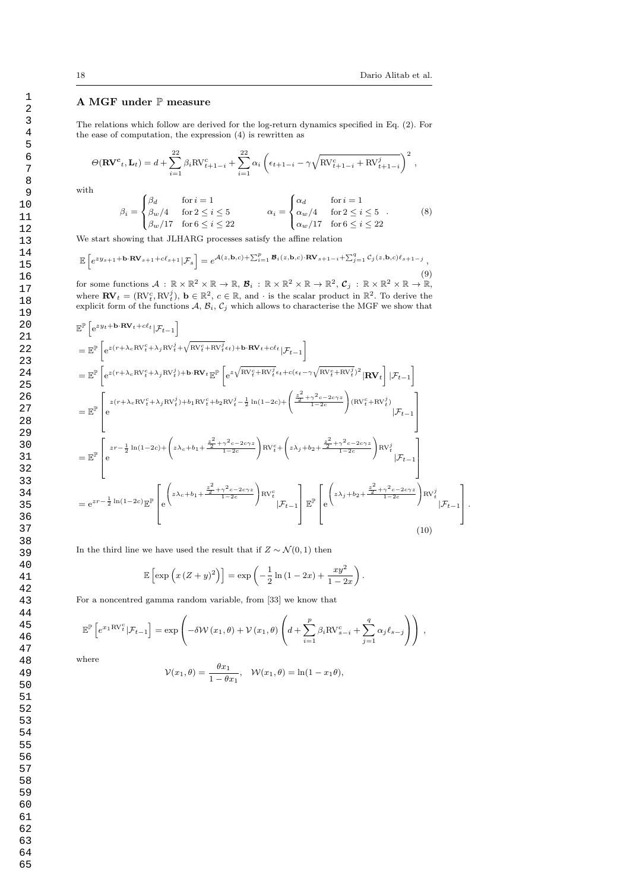## A MGF under $\mathbb{P}$ measure

The relations which follow are derived for the log-return dynamics specified in Eq. (2). For the ease of computation, the expression (4) is rewritten as

$$\Theta(\mathbf{RV^c}_t, \mathbf{L}_t) = d + \sum_{i=1}^{22} \beta_i \mathrm{RV}^c_{t+1-i} + \sum_{i=1}^{22} \alpha_i \left( \epsilon_{t+1-i} - \gamma \sqrt{\mathrm{RV}^c_{t+1-i} + \mathrm{RV}^j_{t+1-i}} \right)^2 ,$$

with

$$\beta_i = \begin{cases} \beta_d & \text{for } i = 1 \\ \beta_w/4 & \text{for } 2 \le i \le 5 \\ \beta_w/17 & \text{for } 6 \le i \le 22 \end{cases} \qquad \alpha_i = \begin{cases} \alpha_d & \text{for } i = 1 \\ \alpha_w/4 & \text{for } 2 \le i \le 5 \\ \alpha_w/17 & \text{for } 6 \le i \le 22 \end{cases} . \tag{8}$$

We start showing that JLHARG processes satisfy the affine relation

$$\mathbb{E}\left[ e^{z y_{s+1} + \mathbf{b} \cdot \mathbf{RV}_{s+1} + c \ell_{s+1}} | \mathcal{F}_s \right] = e^{\mathcal{A}(z,\mathbf{b},c) + \sum_{i=1}^{p} \boldsymbol{\mathcal{B}}_i(z,\mathbf{b},c) \cdot \mathbf{RV}_{s+1-i} + \sum_{j=1}^{q} \mathcal{C}_j(z,\mathbf{b},c) \ell_{s+1-j}} , \tag{9}$$

for some functions $\mathcal{A} : \mathbb{R} \times \mathbb{R}^2 \times \mathbb{R} \to \mathbb{R}$, $\boldsymbol{\mathcal{B}}_i : \mathbb{R} \times \mathbb{R}^2 \times \mathbb{R} \to \mathbb{R}^2$, $\mathcal{C}_j : \mathbb{R} \times \mathbb{R}^2 \times \mathbb{R} \to \mathbb{R}$, where $\mathbf{RV}_t = (\mathrm{RV}^c_t, \mathrm{RV}^j_t)$, $\mathbf{b} \in \mathbb{R}^2$, $c \in \mathbb{R}$, and $\cdot$ is the scalar product in $\mathbb{R}^2$. To derive the explicit form of the functions $\mathcal{A}$, $\mathcal{B}_i$, $\mathcal{C}_j$ which allows to characterise the MGF we show that

$$\begin{aligned}
&\mathbb{E}^{\mathbb{P}}\left[ e^{z y_t + \mathbf{b} \cdot \mathbf{RV}_t + c \ell_t} | \mathcal{F}_{t-1} \right] \\
&= \mathbb{E}^{\mathbb{P}}\left[ e^{z(r + \lambda_c \mathrm{RV}^c_t + \lambda_j \mathrm{RV}^j_t + \sqrt{\mathrm{RV}^c_t + \mathrm{RV}^j_t} \epsilon_t) + \mathbf{b} \cdot \mathbf{RV}_t + c \ell_t} | \mathcal{F}_{t-1} \right] \\
&= \mathbb{E}^{\mathbb{P}}\left[ e^{z(r + \lambda_c \mathrm{RV}^c_t + \lambda_j \mathrm{RV}^j_t) + \mathbf{b} \cdot \mathbf{RV}_t} \mathbb{E}^{\mathbb{P}}\left[ e^{z \sqrt{\mathrm{RV}^c_t + \mathrm{RV}^j_t} \epsilon_t + c(\epsilon_t - \gamma \sqrt{\mathrm{RV}^c_t + \mathrm{RV}^j_t})^2} | \mathbf{RV}_t \right] | \mathcal{F}_{t-1} \right] \\
&= \mathbb{E}^{\mathbb{P}}\left[ e^{z(r + \lambda_c \mathrm{RV}^c_t + \lambda_j \mathrm{RV}^j_t) + b_1 \mathrm{RV}^c_t + b_2 \mathrm{RV}^j_t - \frac{1}{2} \ln(1-2c) + \left( \frac{\frac{z^2}{2} + \gamma^2 c - 2c\gamma z}{1-2c} \right)(\mathrm{RV}^c_t + \mathrm{RV}^j_t)} | \mathcal{F}_{t-1} \right] \\
&= \mathbb{E}^{\mathbb{P}}\left[ e^{zr - \frac{1}{2} \ln(1-2c) + \left( z\lambda_c + b_1 + \frac{\frac{z^2}{2} + \gamma^2 c - 2c\gamma z}{1-2c} \right) \mathrm{RV}^c_t + \left( z\lambda_j + b_2 + \frac{\frac{z^2}{2} + \gamma^2 c - 2c\gamma z}{1-2c} \right) \mathrm{RV}^j_t} | \mathcal{F}_{t-1} \right] \\
&= e^{zr - \frac{1}{2} \ln(1-2c)} \mathbb{E}^{\mathbb{P}}\left[ e^{\left( z\lambda_c + b_1 + \frac{\frac{z^2}{2} + \gamma^2 c - 2c\gamma z}{1-2c} \right) \mathrm{RV}^c_t} | \mathcal{F}_{t-1} \right] \mathbb{E}^{\mathbb{P}}\left[ e^{\left( z\lambda_j + b_2 + \frac{\frac{z^2}{2} + \gamma^2 c - 2c\gamma z}{1-2c} \right) \mathrm{RV}^j_t} | \mathcal{F}_{t-1} \right] .
\end{aligned} \tag{10}$$

In the third line we have used the result that if $Z \sim \mathcal{N}(0,1)$ then

$$\mathbb{E}\left[ \exp\left( x\,(Z + y)^2 \right) \right] = \exp\left( -\frac{1}{2} \ln(1 - 2x) + \frac{x y^2}{1 - 2x} \right).$$

For a noncentred gamma random variable, from [33] we know that

$$\mathbb{E}^{\mathbb{P}}\left[ e^{x_1 \mathrm{RV}^c_t} | \mathcal{F}_{t-1} \right] = \exp\left( -\delta \mathcal{W}(x_1, \theta) + \mathcal{V}(x_1, \theta) \left( d + \sum_{i=1}^{p} \beta_i \mathrm{RV}^c_{s-i} + \sum_{j=1}^{q} \alpha_j \ell_{s-j} \right) \right) ,$$

where

$$\mathcal{V}(x_1, \theta) = \frac{\theta x_1}{1 - \theta x_1}, \quad \mathcal{W}(x_1, \theta) = \ln(1 - x_1 \theta),$$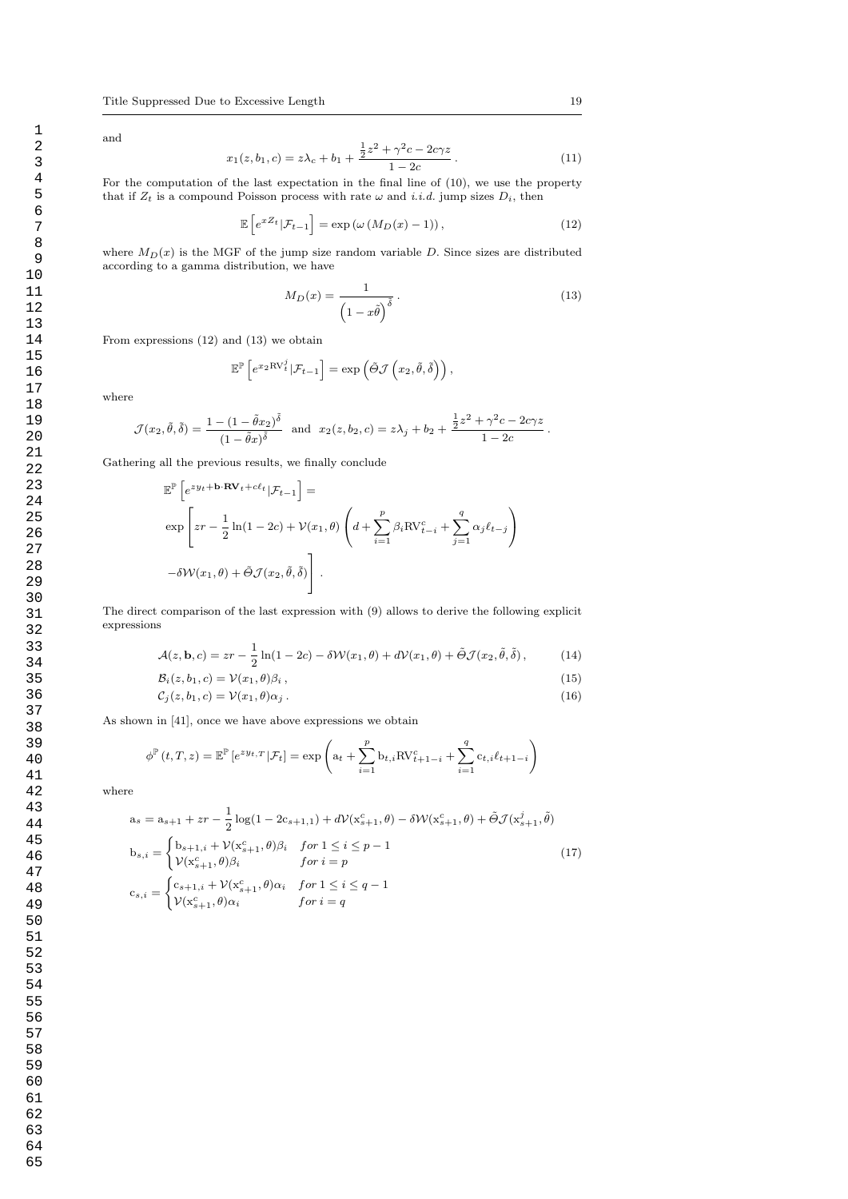and

$$x_1(z, b_1, c) = z\lambda_c + b_1 + \frac{\frac{1}{2}z^2 + \gamma^2 c - 2c\gamma z}{1 - 2c}. \tag{11}$$

For the computation of the last expectation in the final line of (10), we use the property that if $Z_t$ is a compound Poisson process with rate $\omega$ and *i.i.d.* jump sizes $D_i$, then

$$\mathbb{E}\left[e^{xZ_t}|\mathcal{F}_{t-1}\right] = \exp\left(\omega\left(M_D(x) - 1\right)\right), \tag{12}$$

where $M_D(x)$ is the MGF of the jump size random variable $D$. Since sizes are distributed according to a gamma distribution, we have

$$M_D(x) = \frac{1}{\left(1 - x\tilde{\theta}\right)^{\tilde{\delta}}}. \tag{13}$$

From expressions (12) and (13) we obtain

$$\mathbb{E}^{\mathbb{P}}\left[e^{x_2 \mathrm{RV}_t^j}|\mathcal{F}_{t-1}\right] = \exp\left(\tilde{\Theta}\mathcal{J}\left(x_2, \tilde{\theta}, \tilde{\delta}\right)\right),$$

where

$$\mathcal{J}(x_2, \tilde{\theta}, \tilde{\delta}) = \frac{1 - (1 - \tilde{\theta}x_2)^{\tilde{\delta}}}{(1 - \tilde{\theta}x)^{\tilde{\delta}}} \quad \text{and} \quad x_2(z, b_2, c) = z\lambda_j + b_2 + \frac{\frac{1}{2}z^2 + \gamma^2 c - 2c\gamma z}{1 - 2c}.$$

Gathering all the previous results, we finally conclude

$$\begin{aligned}
&\mathbb{E}^{\mathbb{P}}\left[e^{zy_t + \mathbf{b}\cdot\mathbf{RV}_t + c\ell_t}|\mathcal{F}_{t-1}\right] = \\
&\exp\left[zr - \frac{1}{2}\ln(1 - 2c) + \mathcal{V}(x_1, \theta)\left(d + \sum_{i=1}^{p}\beta_i \mathrm{RV}_{t-i}^c + \sum_{j=1}^{q}\alpha_j \ell_{t-j}\right)\right. \\
&\left. -\delta\mathcal{W}(x_1, \theta) + \tilde{\Theta}\mathcal{J}(x_2, \tilde{\theta}, \tilde{\delta})\right].
\end{aligned}$$

The direct comparison of the last expression with (9) allows to derive the following explicit expressions

$$\mathcal{A}(z, \mathbf{b}, c) = zr - \frac{1}{2}\ln(1 - 2c) - \delta\mathcal{W}(x_1, \theta) + d\mathcal{V}(x_1, \theta) + \tilde{\Theta}\mathcal{J}(x_2, \tilde{\theta}, \tilde{\delta}), \tag{14}$$

$$\mathcal{B}_i(z, b_1, c) = \mathcal{V}(x_1, \theta)\beta_i, \tag{15}$$

$$\mathcal{C}_j(z, b_1, c) = \mathcal{V}(x_1, \theta)\alpha_j. \tag{16}$$

As shown in [41], once we have above expressions we obtain

$$\phi^{\mathbb{P}}(t, T, z) = \mathbb{E}^{\mathbb{P}}\left[e^{zy_{t,T}}|\mathcal{F}_t\right] = \exp\left(\mathrm{a}_t + \sum_{i=1}^{p}\mathrm{b}_{t,i}\mathrm{RV}_{t+1-i}^c + \sum_{i=1}^{q}\mathrm{c}_{t,i}\ell_{t+1-i}\right)$$

where

$$\begin{aligned}
\mathrm{a}_s &= \mathrm{a}_{s+1} + zr - \frac{1}{2}\log(1 - 2\mathrm{c}_{s+1,1}) + d\mathcal{V}(\mathrm{x}_{s+1}^c, \theta) - \delta\mathcal{W}(\mathrm{x}_{s+1}^c, \theta) + \tilde{\Theta}\mathcal{J}(\mathrm{x}_{s+1}^j, \tilde{\theta}) \\
\mathrm{b}_{s,i} &= \begin{cases} \mathrm{b}_{s+1,i} + \mathcal{V}(\mathrm{x}_{s+1}^c, \theta)\beta_i & \textit{for } 1 \le i \le p-1 \\ \mathcal{V}(\mathrm{x}_{s+1}^c, \theta)\beta_i & \textit{for } i = p \end{cases} \\
\mathrm{c}_{s,i} &= \begin{cases} \mathrm{c}_{s+1,i} + \mathcal{V}(\mathrm{x}_{s+1}^c, \theta)\alpha_i & \textit{for } 1 \le i \le q-1 \\ \mathcal{V}(\mathrm{x}_{s+1}^c, \theta)\alpha_i & \textit{for } i = q \end{cases}
\end{aligned} \tag{17}$$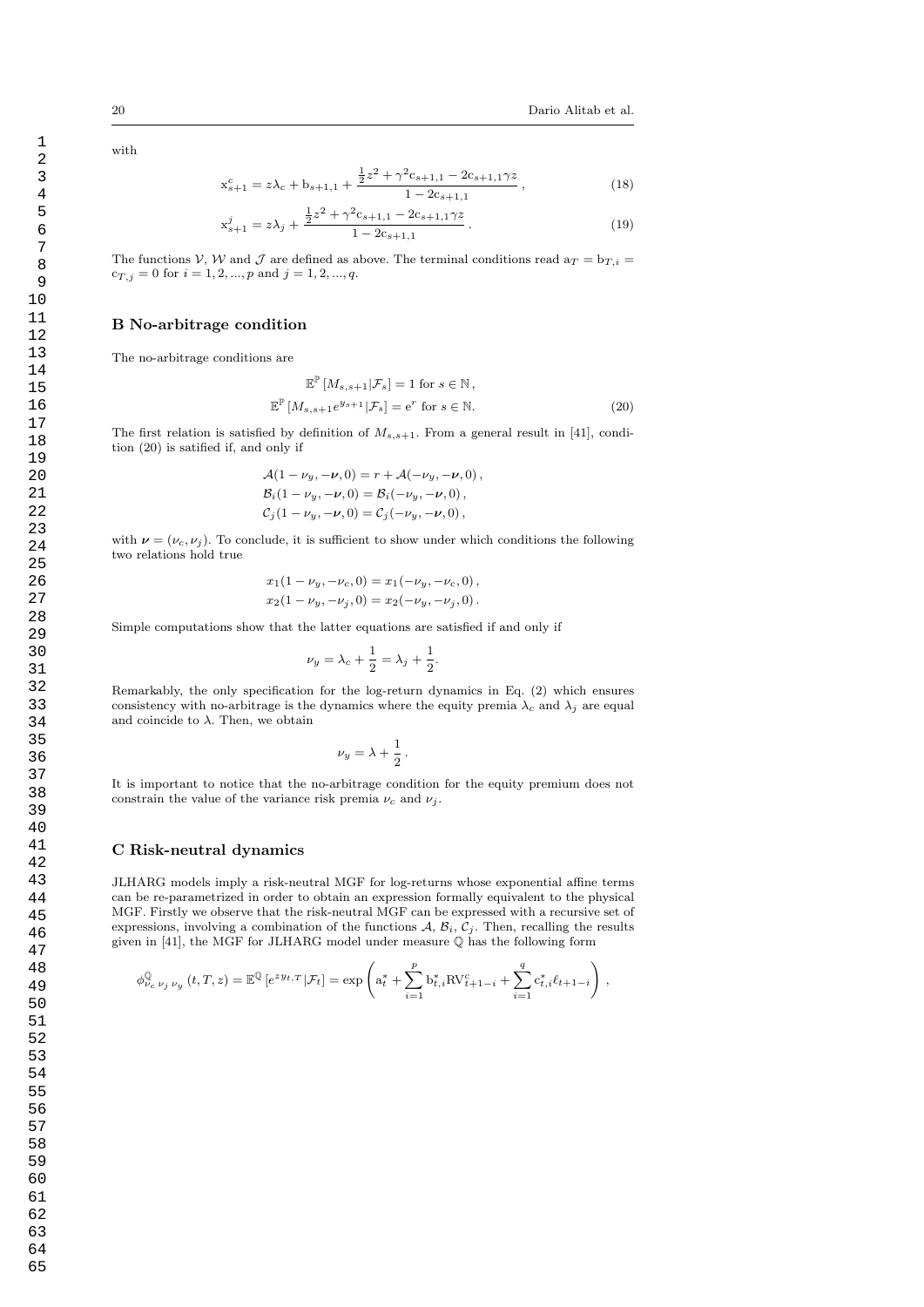with

$$
\mathrm{x}_{s+1}^{c} = z\lambda_c + \mathrm{b}_{s+1,1} + \frac{\frac{1}{2}z^2 + \gamma^2 \mathrm{c}_{s+1,1} - 2\mathrm{c}_{s+1,1}\gamma z}{1 - 2\mathrm{c}_{s+1,1}}\,, \tag{18}
$$

$$
\mathrm{x}_{s+1}^{j} = z\lambda_j + \frac{\frac{1}{2}z^2 + \gamma^2 \mathrm{c}_{s+1,1} - 2\mathrm{c}_{s+1,1}\gamma z}{1 - 2\mathrm{c}_{s+1,1}}\,. \tag{19}
$$

The functions $\mathcal{V}$, $\mathcal{W}$ and $\mathcal{J}$ are defined as above. The terminal conditions read $\mathrm{a}_T = \mathrm{b}_{T,i} = \mathrm{c}_{T,j} = 0$ for $i = 1, 2, ..., p$ and $j = 1, 2, ..., q$.

## B No-arbitrage condition

The no-arbitrage conditions are

$$
\mathbb{E}^{\mathbb{P}}\left[M_{s,s+1}|\mathcal{F}_s\right] = 1 \text{ for } s \in \mathbb{N}\,,
$$

$$
\mathbb{E}^{\mathbb{P}}\left[M_{s,s+1}e^{y_{s+1}}|\mathcal{F}_s\right] = \mathrm{e}^{r} \text{ for } s \in \mathbb{N}. \tag{20}
$$

The first relation is satisfied by definition of $M_{s,s+1}$. From a general result in [41], condition (20) is satisfied if, and only if

$$
\mathcal{A}(1-\nu_y, -\boldsymbol{\nu}, 0) = r + \mathcal{A}(-\nu_y, -\boldsymbol{\nu}, 0)\,,
$$
$$
\mathcal{B}_i(1-\nu_y, -\boldsymbol{\nu}, 0) = \mathcal{B}_i(-\nu_y, -\boldsymbol{\nu}, 0)\,,
$$
$$
\mathcal{C}_j(1-\nu_y, -\boldsymbol{\nu}, 0) = \mathcal{C}_j(-\nu_y, -\boldsymbol{\nu}, 0)\,,
$$

with $\boldsymbol{\nu} = (\nu_c, \nu_j)$. To conclude, it is sufficient to show under which conditions the following two relations hold true

$$
x_1(1-\nu_y, -\nu_c, 0) = x_1(-\nu_y, -\nu_c, 0)\,,
$$
$$
x_2(1-\nu_y, -\nu_j, 0) = x_2(-\nu_y, -\nu_j, 0)\,.
$$

Simple computations show that the latter equations are satisfied if and only if

$$
\nu_y = \lambda_c + \frac{1}{2} = \lambda_j + \frac{1}{2}.
$$

Remarkably, the only specification for the log-return dynamics in Eq. (2) which ensures consistency with no-arbitrage is the dynamics where the equity premia $\lambda_c$ and $\lambda_j$ are equal and coincide to $\lambda$. Then, we obtain

$$
\nu_y = \lambda + \frac{1}{2}\,.
$$

It is important to notice that the no-arbitrage condition for the equity premium does not constrain the value of the variance risk premia $\nu_c$ and $\nu_j$.

## C Risk-neutral dynamics

JLHARG models imply a risk-neutral MGF for log-returns whose exponential affine terms can be re-parametrized in order to obtain an expression formally equivalent to the physical MGF. Firstly we observe that the risk-neutral MGF can be expressed with a recursive set of expressions, involving a combination of the functions $\mathcal{A}$, $\mathcal{B}_i$, $\mathcal{C}_j$. Then, recalling the results given in [41], the MGF for JLHARG model under measure $\mathbb{Q}$ has the following form

$$
\phi^{\mathbb{Q}}_{\nu_c\,\nu_j\,\nu_y}(t,T,z) = \mathbb{E}^{\mathbb{Q}}\left[e^{z y_{t,T}}|\mathcal{F}_t\right] = \exp\left(\mathrm{a}_t^* + \sum_{i=1}^{p} \mathrm{b}_{t,i}^* \mathrm{RV}_{t+1-i}^c + \sum_{i=1}^{q} \mathrm{c}_{t,i}^* \ell_{t+1-i}\right)\,,
$$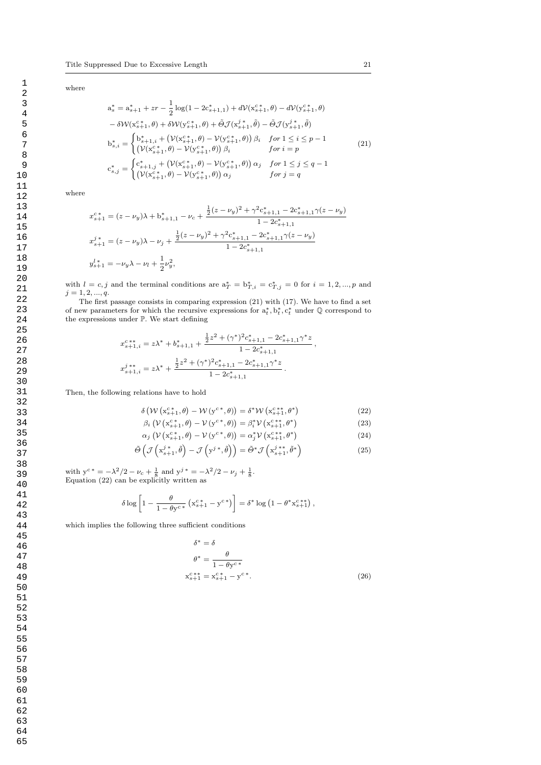where

$$
\begin{aligned}
\mathrm{a}_s^* &= \mathrm{a}_{s+1}^* + zr - \frac{1}{2}\log(1 - 2\mathrm{c}_{s+1,1}^*) + d\mathcal{V}(\mathrm{x}_{s+1}^{c\,*}, \theta) - d\mathcal{V}(\mathrm{y}_{s+1}^{c\,*}, \theta) \\
&- \delta\mathcal{W}(\mathrm{x}_{s+1}^{c\,*}, \theta) + \delta\mathcal{W}(\mathrm{y}_{s+1}^{c\,*}, \theta) + \tilde{\Theta}\mathcal{J}(\mathrm{x}_{s+1}^{j\,*}, \tilde{\theta}) - \tilde{\Theta}\mathcal{J}(\mathrm{y}_{s+1}^{j\,*}, \tilde{\theta}) \\
\mathrm{b}_{s,i}^* &= \begin{cases} \mathrm{b}_{s+1,i}^* + \left(\mathcal{V}(\mathrm{x}_{s+1}^{c\,*}, \theta) - \mathcal{V}(\mathrm{y}_{s+1}^{c\,*}, \theta)\right)\beta_i & \text{for } 1 \le i \le p-1 \\ \left(\mathcal{V}(\mathrm{x}_{s+1}^{c\,*}, \theta) - \mathcal{V}(\mathrm{y}_{s+1}^{c\,*}, \theta)\right)\beta_i & \text{for } i = p \end{cases} \\
\mathrm{c}_{s,j}^* &= \begin{cases} \mathrm{c}_{s+1,j}^* + \left(\mathcal{V}(\mathrm{x}_{s+1}^{c\,*}, \theta) - \mathcal{V}(\mathrm{y}_{s+1}^{c\,*}, \theta)\right)\alpha_j & \text{for } 1 \le j \le q-1 \\ \left(\mathcal{V}(\mathrm{x}_{s+1}^{c\,*}, \theta) - \mathcal{V}(\mathrm{y}_{s+1}^{c\,*}, \theta)\right)\alpha_j & \text{for } j = q \end{cases}
\end{aligned}
\tag{21}
$$

where

$$
\begin{aligned}
x_{s+1}^{c\,*} &= (z - \nu_y)\lambda + \mathrm{b}_{s+1,1}^* - \nu_c + \frac{\frac{1}{2}(z-\nu_y)^2 + \gamma^2 \mathrm{c}_{s+1,1}^* - 2\mathrm{c}_{s+1,1}^*\gamma(z-\nu_y)}{1 - 2c_{s+1,1}^*} \\
x_{s+1}^{j\,*} &= (z - \nu_y)\lambda - \nu_j + \frac{\frac{1}{2}(z-\nu_y)^2 + \gamma^2 \mathrm{c}_{s+1,1}^* - 2\mathrm{c}_{s+1,1}^*\gamma(z-\nu_y)}{1 - 2c_{s+1,1}^*} \\
y_{s+1}^{l\,*} &= -\nu_y\lambda - \nu_l + \frac{1}{2}\nu_y^2,
\end{aligned}
$$

with $l = c, j$ and the terminal conditions are $\mathrm{a}_T^* = \mathrm{b}_{T,i}^* = \mathrm{c}_{T,j}^* = 0$ for $i = 1, 2, ..., p$ and $j = 1, 2, ..., q$.

The first passage consists in comparing expression (21) with (17). We have to find a set of new parameters for which the recursive expressions for $\mathrm{a}_t^*, \mathrm{b}_t^*, \mathrm{c}_t^*$ under $\mathbb{Q}$ correspond to the expressions under $\mathbb{P}$. We start defining

$$
\begin{aligned}
x_{s+1,i}^{c\,**} &= z\lambda^* + b_{s+1,1}^* + \frac{\frac{1}{2}z^2 + (\gamma^*)^2 c_{s+1,1}^* - 2c_{s+1,1}^*\gamma^* z}{1 - 2c_{s+1,1}^*}, \\
x_{s+1,i}^{j\,**} &= z\lambda^* + \frac{\frac{1}{2}z^2 + (\gamma^*)^2 c_{s+1,1}^* - 2c_{s+1,1}^*\gamma^* z}{1 - 2c_{s+1,1}^*}.
\end{aligned}
$$

Then, the following relations have to hold

$$
\delta\left(\mathcal{W}\left(\mathrm{x}_{s+1}^{c\,*}, \theta\right) - \mathcal{W}\left(\mathrm{y}^{c\,*}, \theta\right)\right) = \delta^*\mathcal{W}\left(\mathrm{x}_{s+1}^{c\,**}, \theta^*\right) \tag{22}
$$

$$
\beta_i\left(\mathcal{V}\left(\mathrm{x}_{s+1}^{c\,*}, \theta\right) - \mathcal{V}\left(\mathrm{y}^{c\,*}, \theta\right)\right) = \beta_i^*\mathcal{V}\left(\mathrm{x}_{s+1}^{c\,**}, \theta^*\right) \tag{23}
$$

$$
\alpha_j\left(\mathcal{V}\left(\mathrm{x}_{s+1}^{c\,*}, \theta\right) - \mathcal{V}\left(\mathrm{y}^{c\,*}, \theta\right)\right) = \alpha_j^*\mathcal{V}\left(\mathrm{x}_{s+1}^{c\,**}, \theta^*\right) \tag{24}
$$

$$
\tilde{\Theta}\left(\mathcal{J}\left(\mathrm{x}_{s+1}^{j\,*}, \tilde{\theta}\right) - \mathcal{J}\left(\mathrm{y}^{j\,*}, \tilde{\theta}\right)\right) = \tilde{\Theta}^*\mathcal{J}\left(\mathrm{x}_{s+1}^{j\,**}, \tilde{\theta}^*\right) \tag{25}
$$

with $\mathrm{y}^{c\,*} = -\lambda^2/2 - \nu_c + \frac{1}{8}$ and $\mathrm{y}^{j\,*} = -\lambda^2/2 - \nu_j + \frac{1}{8}$.
Equation (22) can be explicitly written as

$$
\delta \log\left[1 - \frac{\theta}{1 - \theta \mathrm{y}^{c\,*}}\left(\mathrm{x}_{s+1}^{c\,*} - \mathrm{y}^{c\,*}\right)\right] = \delta^* \log\left(1 - \theta^* \mathrm{x}_{s+1}^{c\,**}\right),
$$

which implies the following three sufficient conditions

$$
\begin{aligned}
\delta^* &= \delta \\
\theta^* &= \frac{\theta}{1 - \theta \mathrm{y}^{c\,*}} \\
\mathrm{x}_{s+1}^{c\,**} &= \mathrm{x}_{s+1}^{c\,*} - \mathrm{y}^{c\,*}.
\end{aligned}
\tag{26}
$$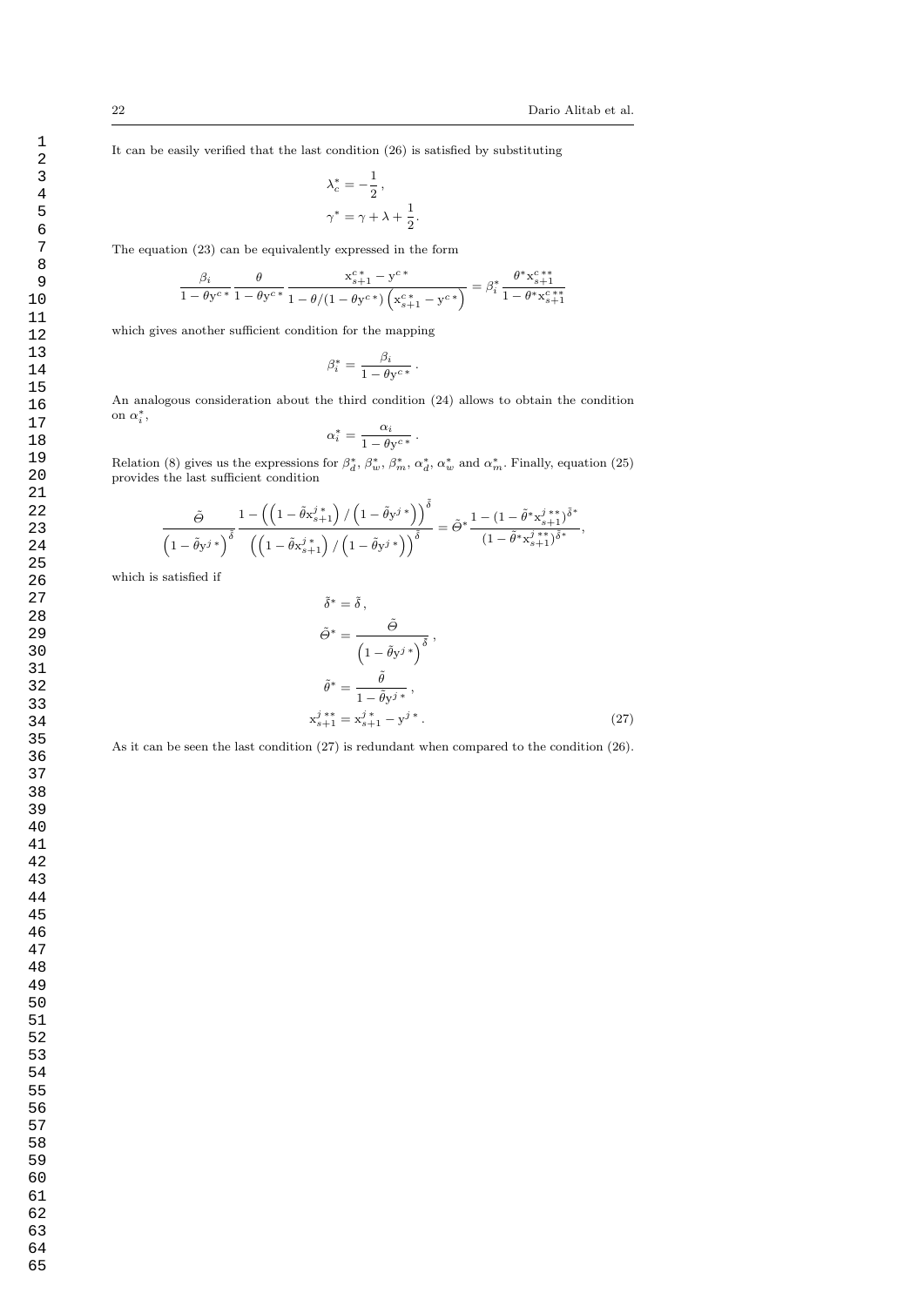It can be easily verified that the last condition (26) is satisfied by substituting

$$\lambda_c^* = -\frac{1}{2}\,,$$
$$\gamma^* = \gamma + \lambda + \frac{1}{2}.$$

The equation (23) can be equivalently expressed in the form

$$\frac{\beta_i}{1-\theta \mathrm{y}^{c\,*}}\,\frac{\theta}{1-\theta \mathrm{y}^{c\,*}}\,\frac{\mathrm{x}_{s+1}^{c\,*}-\mathrm{y}^{c\,*}}{1-\theta/(1-\theta\mathrm{y}^{c\,*})\left(\mathrm{x}_{s+1}^{c\,*}-\mathrm{y}^{c\,*}\right)} = \beta_i^*\,\frac{\theta^*\mathrm{x}_{s+1}^{c\,**}}{1-\theta^*\mathrm{x}_{s+1}^{c\,**}}$$

which gives another sufficient condition for the mapping

$$\beta_i^* = \frac{\beta_i}{1-\theta\mathrm{y}^{c\,*}}\,.$$

An analogous consideration about the third condition (24) allows to obtain the condition on $\alpha_i^*$,

$$\alpha_i^* = \frac{\alpha_i}{1-\theta\mathrm{y}^{c\,*}}\,.$$

Relation (8) gives us the expressions for $\beta_d^*$, $\beta_w^*$, $\beta_m^*$, $\alpha_d^*$, $\alpha_w^*$ and $\alpha_m^*$. Finally, equation (25) provides the last sufficient condition

$$\frac{\tilde{\Theta}}{\left(1-\tilde{\theta}\mathrm{y}^{j\,*}\right)^{\tilde{\delta}}}\,\frac{1-\left(\left(1-\tilde{\theta}\mathrm{x}_{s+1}^{j\,*}\right)/\left(1-\tilde{\theta}\mathrm{y}^{j\,*}\right)\right)^{\tilde{\delta}}}{\left(\left(1-\tilde{\theta}\mathrm{x}_{s+1}^{j\,*}\right)/\left(1-\tilde{\theta}\mathrm{y}^{j\,*}\right)\right)^{\tilde{\delta}}} = \tilde{\Theta}^*\,\frac{1-(1-\tilde{\theta}^*\mathrm{x}_{s+1}^{j\,**})^{\tilde{\delta}^*}}{(1-\tilde{\theta}^*\mathrm{x}_{s+1}^{j\,**})^{\tilde{\delta}^*}}\,,$$

which is satisfied if

$$\begin{aligned}
\tilde{\delta}^* &= \tilde{\delta}\,,\\
\tilde{\Theta}^* &= \frac{\tilde{\Theta}}{\left(1-\tilde{\theta}\mathrm{y}^{j\,*}\right)^{\tilde{\delta}}}\,,\\
\tilde{\theta}^* &= \frac{\tilde{\theta}}{1-\tilde{\theta}\mathrm{y}^{j\,*}}\,,\\
\mathrm{x}_{s+1}^{j\,**} &= \mathrm{x}_{s+1}^{j\,*} - \mathrm{y}^{j\,*}\,.
\end{aligned} \tag{27}$$

As it can be seen the last condition (27) is redundant when compared to the condition (26).